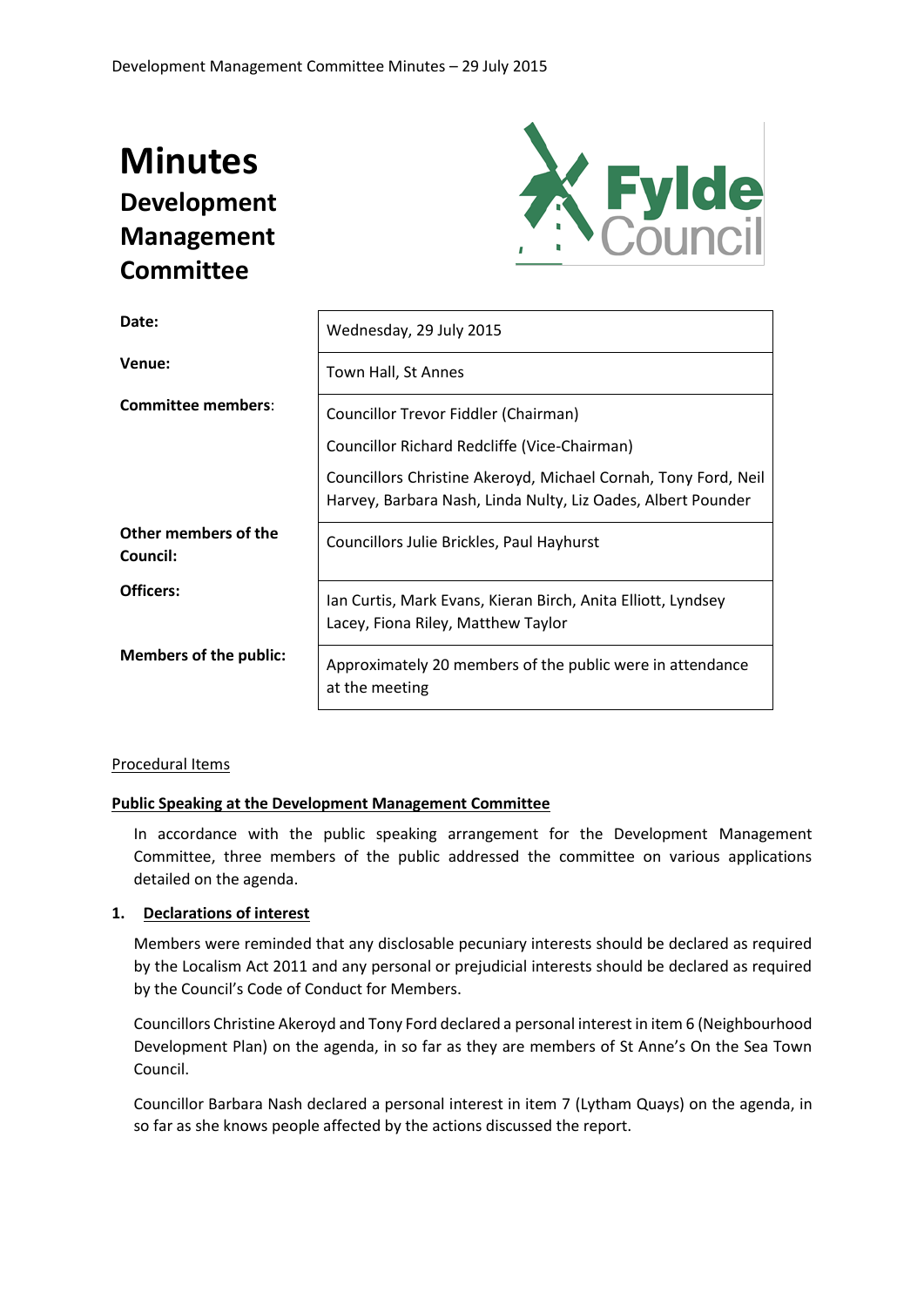# Minutes

## Development Management Committee

| | |
|---|---|
| **Date:** | Wednesday, 29 July 2015 |
| **Venue:** | Town Hall, St Annes |
| **Committee members:** | Councillor Trevor Fiddler (Chairman)<br>Councillor Richard Redcliffe (Vice-Chairman)<br>Councillors Christine Akeroyd, Michael Cornah, Tony Ford, Neil Harvey, Barbara Nash, Linda Nulty, Liz Oades, Albert Pounder |
| **Other members of the Council:** | Councillors Julie Brickles, Paul Hayhurst |
| **Officers:** | Ian Curtis, Mark Evans, Kieran Birch, Anita Elliott, Lyndsey Lacey, Fiona Riley, Matthew Taylor |
| **Members of the public:** | Approximately 20 members of the public were in attendance at the meeting |

Procedural Items

**Public Speaking at the Development Management Committee**

In accordance with the public speaking arrangement for the Development Management Committee, three members of the public addressed the committee on various applications detailed on the agenda.

**1. Declarations of interest**

Members were reminded that any disclosable pecuniary interests should be declared as required by the Localism Act 2011 and any personal or prejudicial interests should be declared as required by the Council's Code of Conduct for Members.

Councillors Christine Akeroyd and Tony Ford declared a personal interest in item 6 (Neighbourhood Development Plan) on the agenda, in so far as they are members of St Anne's On the Sea Town Council.

Councillor Barbara Nash declared a personal interest in item 7 (Lytham Quays) on the agenda, in so far as she knows people affected by the actions discussed the report.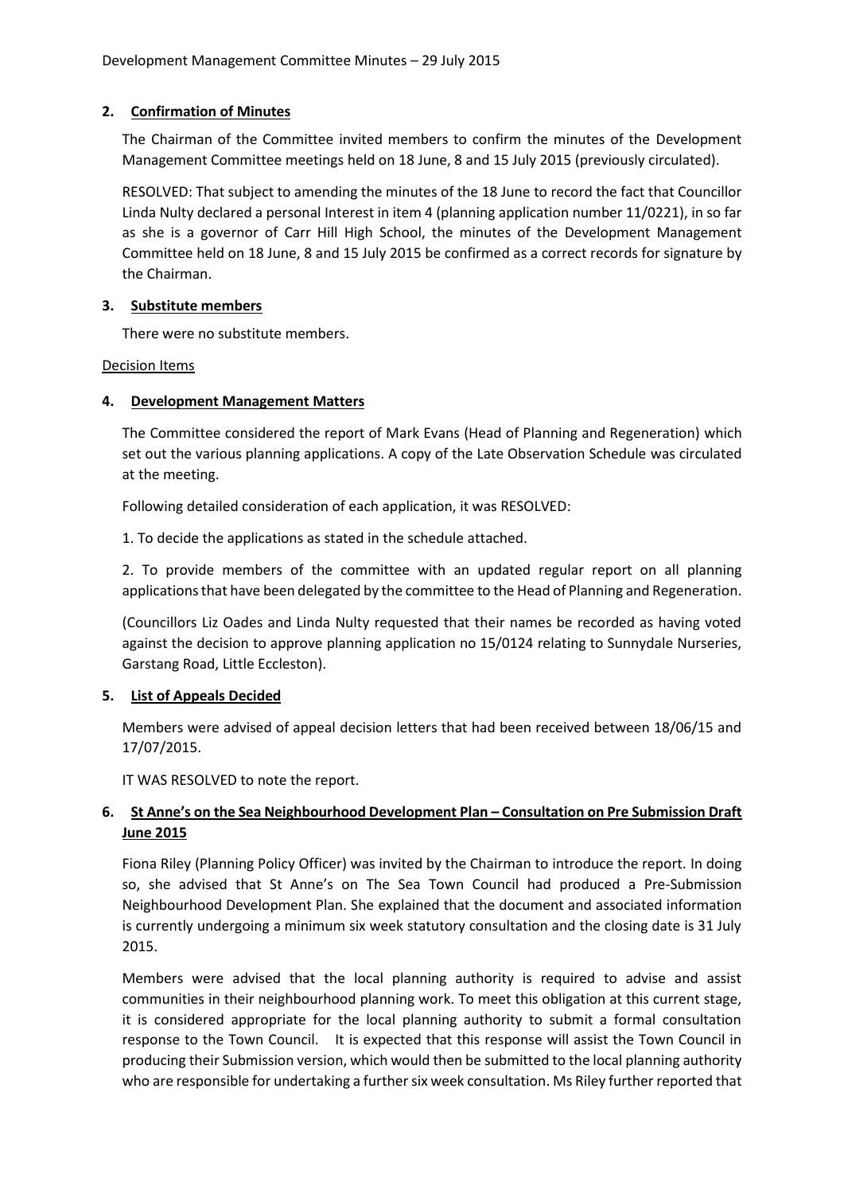## 2. Confirmation of Minutes

The Chairman of the Committee invited members to confirm the minutes of the Development Management Committee meetings held on 18 June, 8 and 15 July 2015 (previously circulated).

RESOLVED: That subject to amending the minutes of the 18 June to record the fact that Councillor Linda Nulty declared a personal Interest in item 4 (planning application number 11/0221), in so far as she is a governor of Carr Hill High School, the minutes of the Development Management Committee held on 18 June, 8 and 15 July 2015 be confirmed as a correct records for signature by the Chairman.

## 3. Substitute members

There were no substitute members.

Decision Items

## 4. Development Management Matters

The Committee considered the report of Mark Evans (Head of Planning and Regeneration) which set out the various planning applications. A copy of the Late Observation Schedule was circulated at the meeting.

Following detailed consideration of each application, it was RESOLVED:

1. To decide the applications as stated in the schedule attached.

2. To provide members of the committee with an updated regular report on all planning applications that have been delegated by the committee to the Head of Planning and Regeneration.

(Councillors Liz Oades and Linda Nulty requested that their names be recorded as having voted against the decision to approve planning application no 15/0124 relating to Sunnydale Nurseries, Garstang Road, Little Eccleston).

## 5. List of Appeals Decided

Members were advised of appeal decision letters that had been received between 18/06/15 and 17/07/2015.

IT WAS RESOLVED to note the report.

## 6. St Anne's on the Sea Neighbourhood Development Plan – Consultation on Pre Submission Draft June 2015

Fiona Riley (Planning Policy Officer) was invited by the Chairman to introduce the report. In doing so, she advised that St Anne's on The Sea Town Council had produced a Pre-Submission Neighbourhood Development Plan. She explained that the document and associated information is currently undergoing a minimum six week statutory consultation and the closing date is 31 July 2015.

Members were advised that the local planning authority is required to advise and assist communities in their neighbourhood planning work. To meet this obligation at this current stage, it is considered appropriate for the local planning authority to submit a formal consultation response to the Town Council. It is expected that this response will assist the Town Council in producing their Submission version, which would then be submitted to the local planning authority who are responsible for undertaking a further six week consultation. Ms Riley further reported that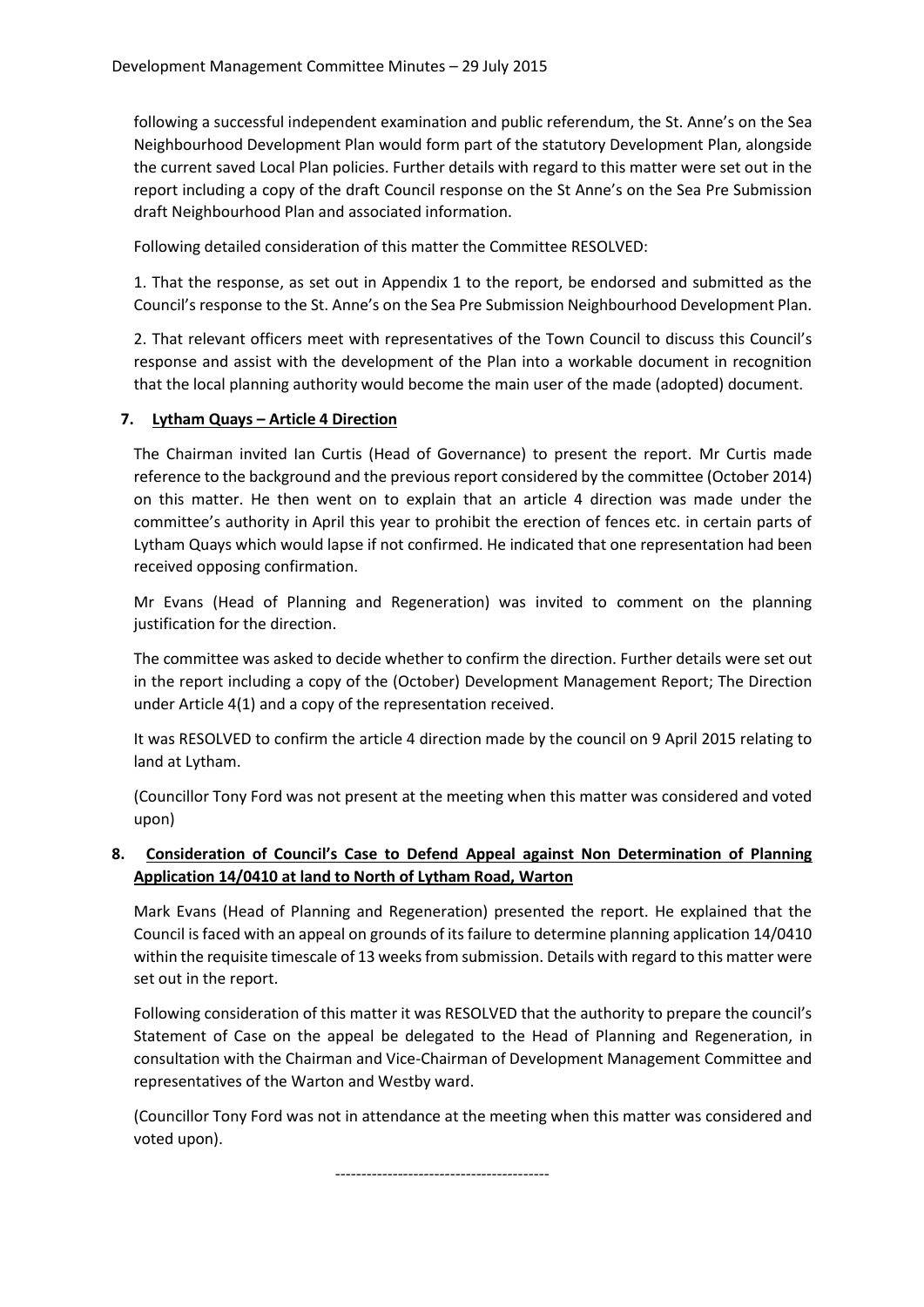following a successful independent examination and public referendum, the St. Anne's on the Sea Neighbourhood Development Plan would form part of the statutory Development Plan, alongside the current saved Local Plan policies. Further details with regard to this matter were set out in the report including a copy of the draft Council response on the St Anne's on the Sea Pre Submission draft Neighbourhood Plan and associated information.

Following detailed consideration of this matter the Committee RESOLVED:

1. That the response, as set out in Appendix 1 to the report, be endorsed and submitted as the Council's response to the St. Anne's on the Sea Pre Submission Neighbourhood Development Plan.

2. That relevant officers meet with representatives of the Town Council to discuss this Council's response and assist with the development of the Plan into a workable document in recognition that the local planning authority would become the main user of the made (adopted) document.

## 7. Lytham Quays – Article 4 Direction

The Chairman invited Ian Curtis (Head of Governance) to present the report. Mr Curtis made reference to the background and the previous report considered by the committee (October 2014) on this matter. He then went on to explain that an article 4 direction was made under the committee's authority in April this year to prohibit the erection of fences etc. in certain parts of Lytham Quays which would lapse if not confirmed. He indicated that one representation had been received opposing confirmation.

Mr Evans (Head of Planning and Regeneration) was invited to comment on the planning justification for the direction.

The committee was asked to decide whether to confirm the direction. Further details were set out in the report including a copy of the (October) Development Management Report; The Direction under Article 4(1) and a copy of the representation received.

It was RESOLVED to confirm the article 4 direction made by the council on 9 April 2015 relating to land at Lytham.

(Councillor Tony Ford was not present at the meeting when this matter was considered and voted upon)

## 8. Consideration of Council's Case to Defend Appeal against Non Determination of Planning Application 14/0410 at land to North of Lytham Road, Warton

Mark Evans (Head of Planning and Regeneration) presented the report. He explained that the Council is faced with an appeal on grounds of its failure to determine planning application 14/0410 within the requisite timescale of 13 weeks from submission. Details with regard to this matter were set out in the report.

Following consideration of this matter it was RESOLVED that the authority to prepare the council's Statement of Case on the appeal be delegated to the Head of Planning and Regeneration, in consultation with the Chairman and Vice-Chairman of Development Management Committee and representatives of the Warton and Westby ward.

(Councillor Tony Ford was not in attendance at the meeting when this matter was considered and voted upon).

-----------------------------------------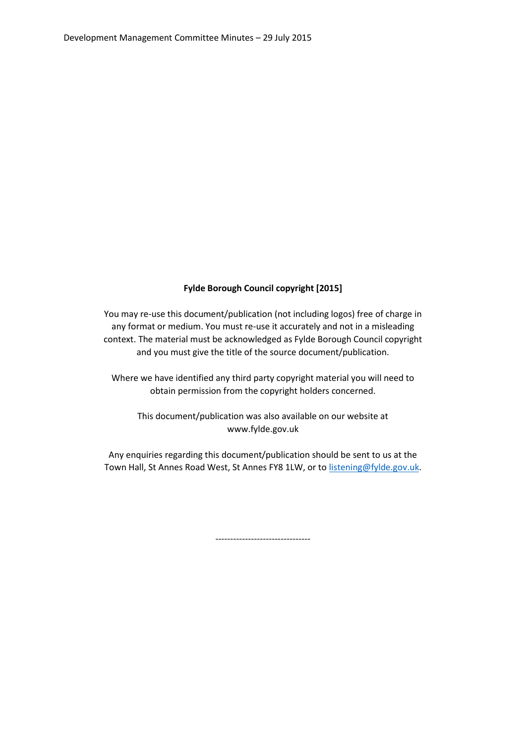**Fylde Borough Council copyright [2015]**

You may re-use this document/publication (not including logos) free of charge in any format or medium. You must re-use it accurately and not in a misleading context. The material must be acknowledged as Fylde Borough Council copyright and you must give the title of the source document/publication.

Where we have identified any third party copyright material you will need to obtain permission from the copyright holders concerned.

This document/publication was also available on our website at www.fylde.gov.uk

Any enquiries regarding this document/publication should be sent to us at the Town Hall, St Annes Road West, St Annes FY8 1LW, or to listening@fylde.gov.uk.

--------------------------------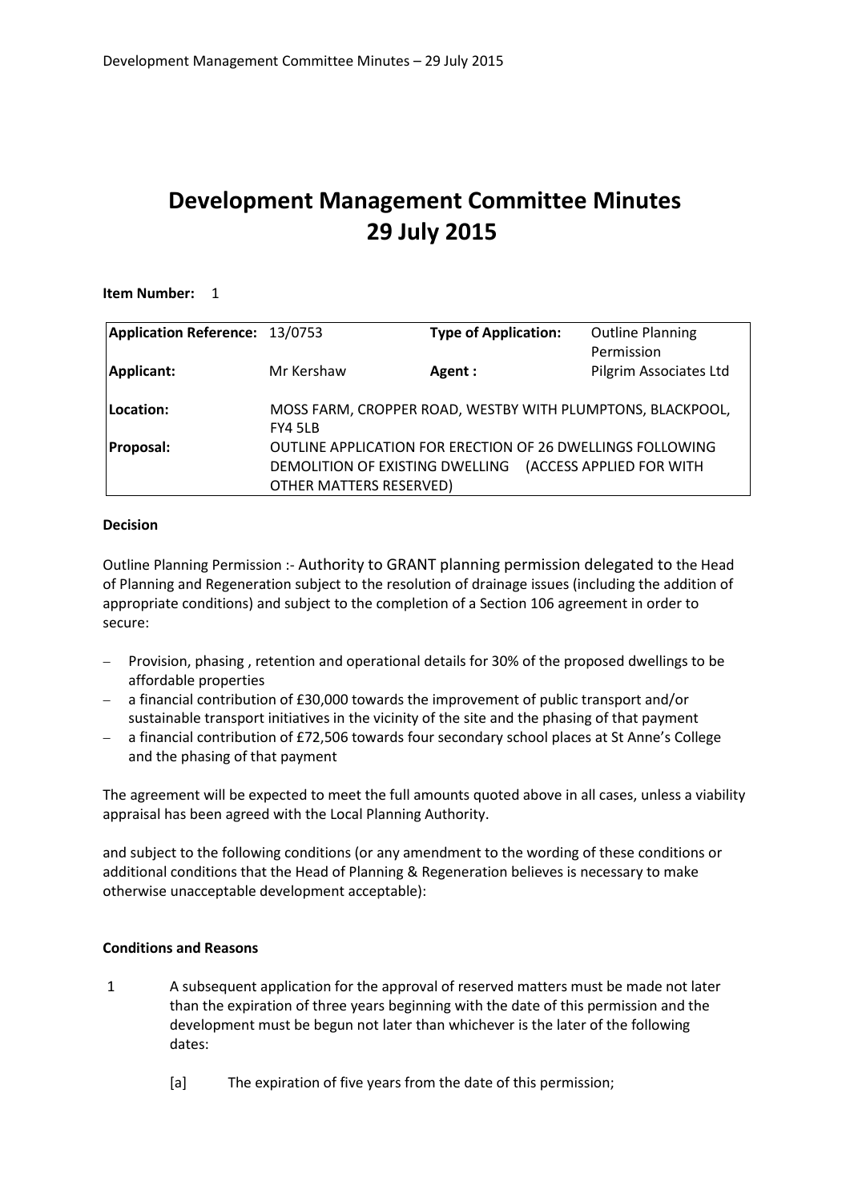# Development Management Committee Minutes
# 29 July 2015

**Item Number:** 1

| **Application Reference:** | 13/0753 | **Type of Application:** | Outline Planning Permission |
|---|---|---|---|
| **Applicant:** | Mr Kershaw | **Agent :** | Pilgrim Associates Ltd |
| **Location:** | MOSS FARM, CROPPER ROAD, WESTBY WITH PLUMPTONS, BLACKPOOL, FY4 5LB | | |
| **Proposal:** | OUTLINE APPLICATION FOR ERECTION OF 26 DWELLINGS FOLLOWING DEMOLITION OF EXISTING DWELLING (ACCESS APPLIED FOR WITH OTHER MATTERS RESERVED) | | |

**Decision**

Outline Planning Permission :- Authority to GRANT planning permission delegated to the Head of Planning and Regeneration subject to the resolution of drainage issues (including the addition of appropriate conditions) and subject to the completion of a Section 106 agreement in order to secure:

- Provision, phasing , retention and operational details for 30% of the proposed dwellings to be affordable properties
- a financial contribution of £30,000 towards the improvement of public transport and/or sustainable transport initiatives in the vicinity of the site and the phasing of that payment
- a financial contribution of £72,506 towards four secondary school places at St Anne's College and the phasing of that payment

The agreement will be expected to meet the full amounts quoted above in all cases, unless a viability appraisal has been agreed with the Local Planning Authority.

and subject to the following conditions (or any amendment to the wording of these conditions or additional conditions that the Head of Planning & Regeneration believes is necessary to make otherwise unacceptable development acceptable):

**Conditions and Reasons**

1. A subsequent application for the approval of reserved matters must be made not later than the expiration of three years beginning with the date of this permission and the development must be begun not later than whichever is the later of the following dates:

   [a] The expiration of five years from the date of this permission;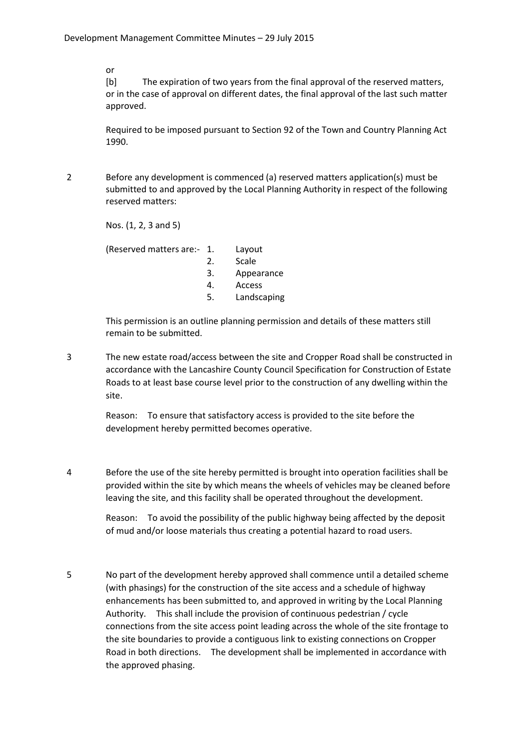or

[b] The expiration of two years from the final approval of the reserved matters, or in the case of approval on different dates, the final approval of the last such matter approved.

Required to be imposed pursuant to Section 92 of the Town and Country Planning Act 1990.

2 Before any development is commenced (a) reserved matters application(s) must be submitted to and approved by the Local Planning Authority in respect of the following reserved matters:

Nos. (1, 2, 3 and 5)

(Reserved matters are:-
1. Layout
2. Scale
3. Appearance
4. Access
5. Landscaping

This permission is an outline planning permission and details of these matters still remain to be submitted.

3 The new estate road/access between the site and Cropper Road shall be constructed in accordance with the Lancashire County Council Specification for Construction of Estate Roads to at least base course level prior to the construction of any dwelling within the site.

Reason: To ensure that satisfactory access is provided to the site before the development hereby permitted becomes operative.

4 Before the use of the site hereby permitted is brought into operation facilities shall be provided within the site by which means the wheels of vehicles may be cleaned before leaving the site, and this facility shall be operated throughout the development.

Reason: To avoid the possibility of the public highway being affected by the deposit of mud and/or loose materials thus creating a potential hazard to road users.

5 No part of the development hereby approved shall commence until a detailed scheme (with phasings) for the construction of the site access and a schedule of highway enhancements has been submitted to, and approved in writing by the Local Planning Authority. This shall include the provision of continuous pedestrian / cycle connections from the site access point leading across the whole of the site frontage to the site boundaries to provide a contiguous link to existing connections on Cropper Road in both directions. The development shall be implemented in accordance with the approved phasing.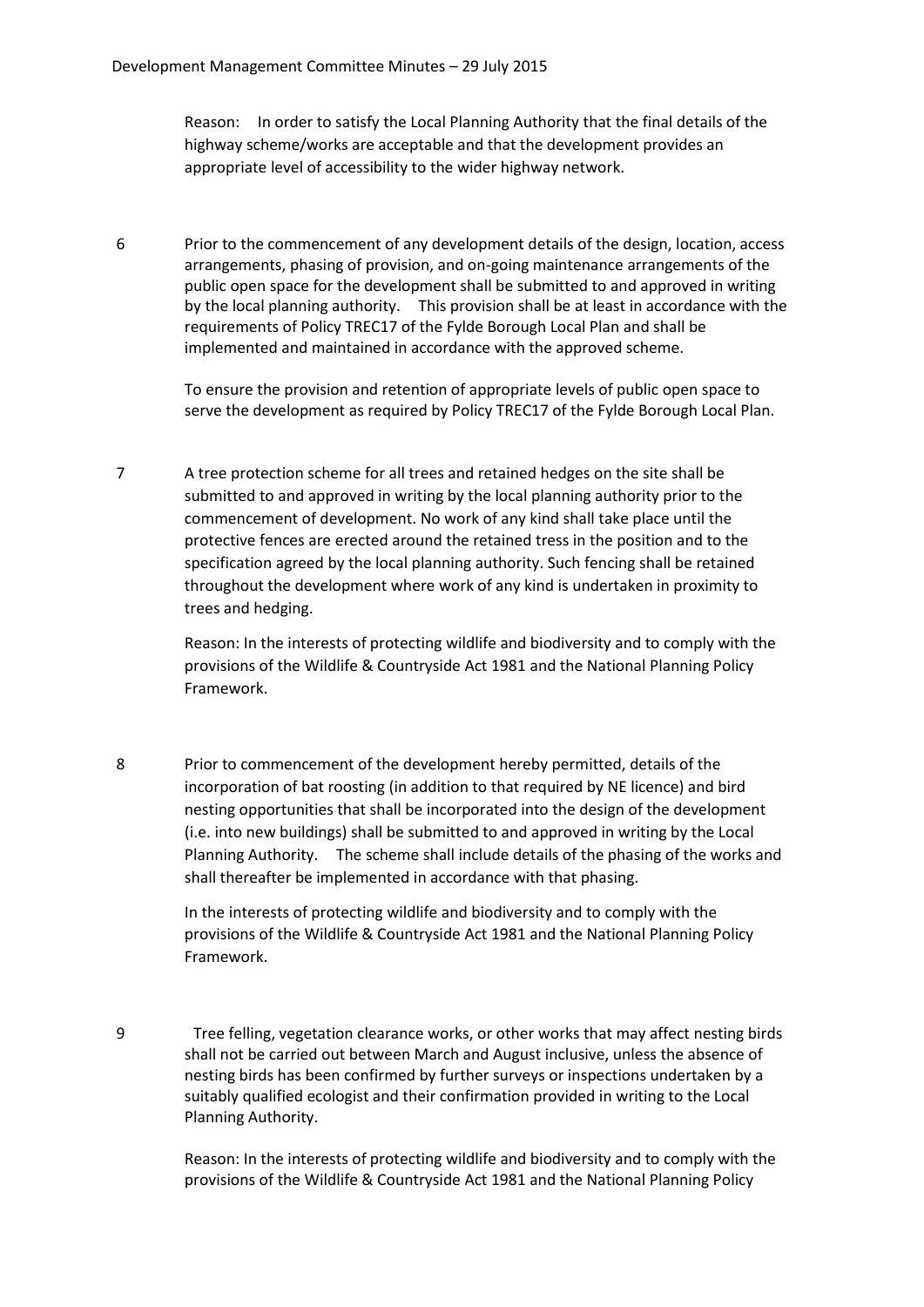Reason: In order to satisfy the Local Planning Authority that the final details of the highway scheme/works are acceptable and that the development provides an appropriate level of accessibility to the wider highway network.

6 Prior to the commencement of any development details of the design, location, access arrangements, phasing of provision, and on-going maintenance arrangements of the public open space for the development shall be submitted to and approved in writing by the local planning authority. This provision shall be at least in accordance with the requirements of Policy TREC17 of the Fylde Borough Local Plan and shall be implemented and maintained in accordance with the approved scheme.

To ensure the provision and retention of appropriate levels of public open space to serve the development as required by Policy TREC17 of the Fylde Borough Local Plan.

7 A tree protection scheme for all trees and retained hedges on the site shall be submitted to and approved in writing by the local planning authority prior to the commencement of development. No work of any kind shall take place until the protective fences are erected around the retained tress in the position and to the specification agreed by the local planning authority. Such fencing shall be retained throughout the development where work of any kind is undertaken in proximity to trees and hedging.

Reason: In the interests of protecting wildlife and biodiversity and to comply with the provisions of the Wildlife & Countryside Act 1981 and the National Planning Policy Framework.

8 Prior to commencement of the development hereby permitted, details of the incorporation of bat roosting (in addition to that required by NE licence) and bird nesting opportunities that shall be incorporated into the design of the development (i.e. into new buildings) shall be submitted to and approved in writing by the Local Planning Authority. The scheme shall include details of the phasing of the works and shall thereafter be implemented in accordance with that phasing.

In the interests of protecting wildlife and biodiversity and to comply with the provisions of the Wildlife & Countryside Act 1981 and the National Planning Policy Framework.

9 Tree felling, vegetation clearance works, or other works that may affect nesting birds shall not be carried out between March and August inclusive, unless the absence of nesting birds has been confirmed by further surveys or inspections undertaken by a suitably qualified ecologist and their confirmation provided in writing to the Local Planning Authority.

Reason: In the interests of protecting wildlife and biodiversity and to comply with the provisions of the Wildlife & Countryside Act 1981 and the National Planning Policy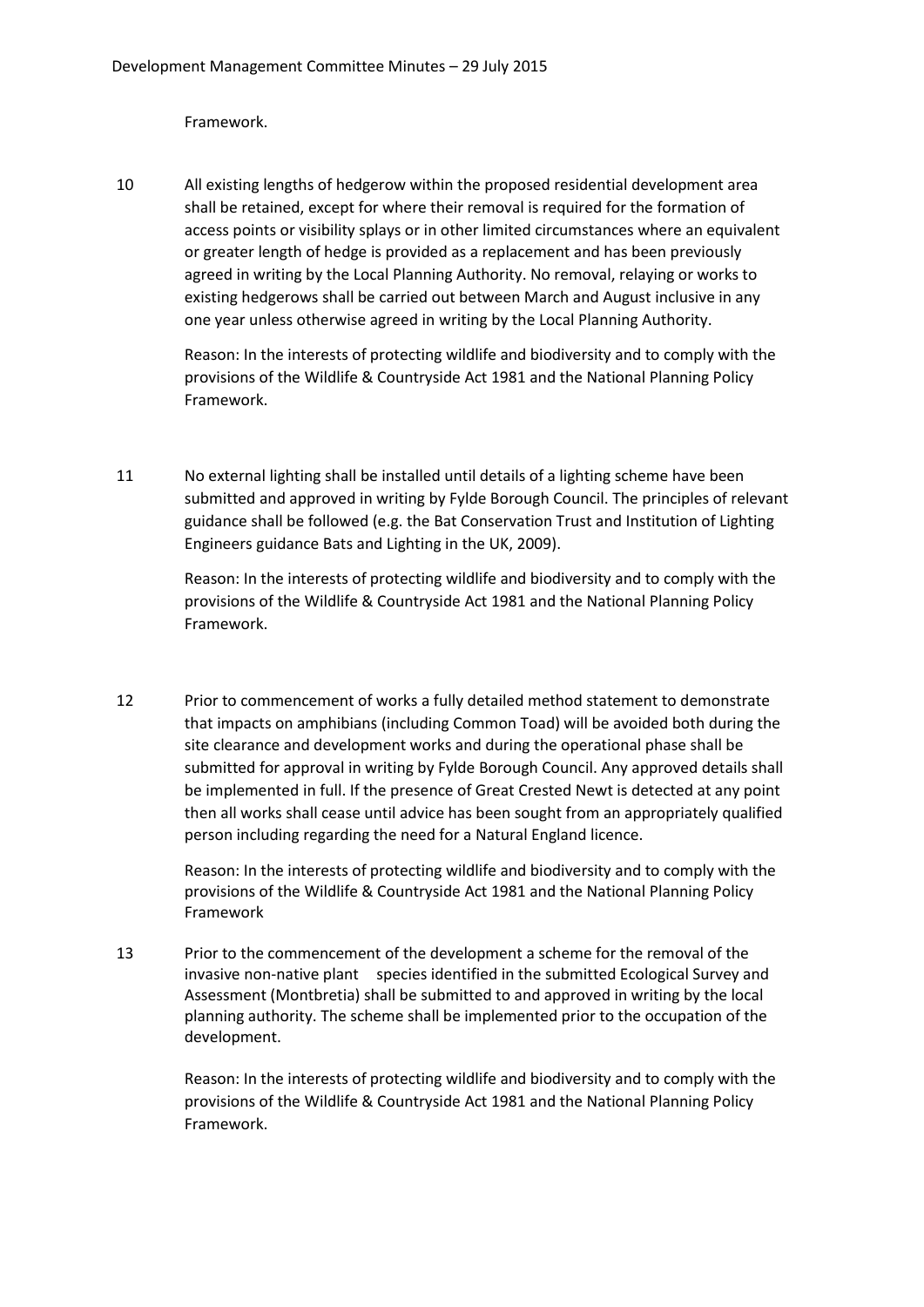Framework.

10 All existing lengths of hedgerow within the proposed residential development area shall be retained, except for where their removal is required for the formation of access points or visibility splays or in other limited circumstances where an equivalent or greater length of hedge is provided as a replacement and has been previously agreed in writing by the Local Planning Authority. No removal, relaying or works to existing hedgerows shall be carried out between March and August inclusive in any one year unless otherwise agreed in writing by the Local Planning Authority.

 Reason: In the interests of protecting wildlife and biodiversity and to comply with the provisions of the Wildlife & Countryside Act 1981 and the National Planning Policy Framework.

11 No external lighting shall be installed until details of a lighting scheme have been submitted and approved in writing by Fylde Borough Council. The principles of relevant guidance shall be followed (e.g. the Bat Conservation Trust and Institution of Lighting Engineers guidance Bats and Lighting in the UK, 2009).

 Reason: In the interests of protecting wildlife and biodiversity and to comply with the provisions of the Wildlife & Countryside Act 1981 and the National Planning Policy Framework.

12 Prior to commencement of works a fully detailed method statement to demonstrate that impacts on amphibians (including Common Toad) will be avoided both during the site clearance and development works and during the operational phase shall be submitted for approval in writing by Fylde Borough Council. Any approved details shall be implemented in full. If the presence of Great Crested Newt is detected at any point then all works shall cease until advice has been sought from an appropriately qualified person including regarding the need for a Natural England licence.

 Reason: In the interests of protecting wildlife and biodiversity and to comply with the provisions of the Wildlife & Countryside Act 1981 and the National Planning Policy Framework

13 Prior to the commencement of the development a scheme for the removal of the invasive non-native plant species identified in the submitted Ecological Survey and Assessment (Montbretia) shall be submitted to and approved in writing by the local planning authority. The scheme shall be implemented prior to the occupation of the development.

 Reason: In the interests of protecting wildlife and biodiversity and to comply with the provisions of the Wildlife & Countryside Act 1981 and the National Planning Policy Framework.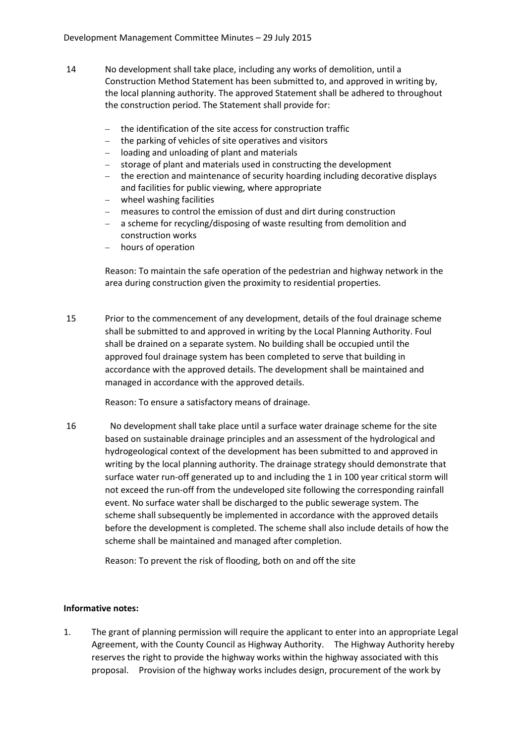14 No development shall take place, including any works of demolition, until a Construction Method Statement has been submitted to, and approved in writing by, the local planning authority. The approved Statement shall be adhered to throughout the construction period. The Statement shall provide for:

- the identification of the site access for construction traffic
- the parking of vehicles of site operatives and visitors
- loading and unloading of plant and materials
- storage of plant and materials used in constructing the development
- the erection and maintenance of security hoarding including decorative displays and facilities for public viewing, where appropriate
- wheel washing facilities
- measures to control the emission of dust and dirt during construction
- a scheme for recycling/disposing of waste resulting from demolition and construction works
- hours of operation

Reason: To maintain the safe operation of the pedestrian and highway network in the area during construction given the proximity to residential properties.

15 Prior to the commencement of any development, details of the foul drainage scheme shall be submitted to and approved in writing by the Local Planning Authority. Foul shall be drained on a separate system. No building shall be occupied until the approved foul drainage system has been completed to serve that building in accordance with the approved details. The development shall be maintained and managed in accordance with the approved details.

Reason: To ensure a satisfactory means of drainage.

16 No development shall take place until a surface water drainage scheme for the site based on sustainable drainage principles and an assessment of the hydrological and hydrogeological context of the development has been submitted to and approved in writing by the local planning authority. The drainage strategy should demonstrate that surface water run-off generated up to and including the 1 in 100 year critical storm will not exceed the run-off from the undeveloped site following the corresponding rainfall event. No surface water shall be discharged to the public sewerage system. The scheme shall subsequently be implemented in accordance with the approved details before the development is completed. The scheme shall also include details of how the scheme shall be maintained and managed after completion.

Reason: To prevent the risk of flooding, both on and off the site

**Informative notes:**

1. The grant of planning permission will require the applicant to enter into an appropriate Legal Agreement, with the County Council as Highway Authority. The Highway Authority hereby reserves the right to provide the highway works within the highway associated with this proposal. Provision of the highway works includes design, procurement of the work by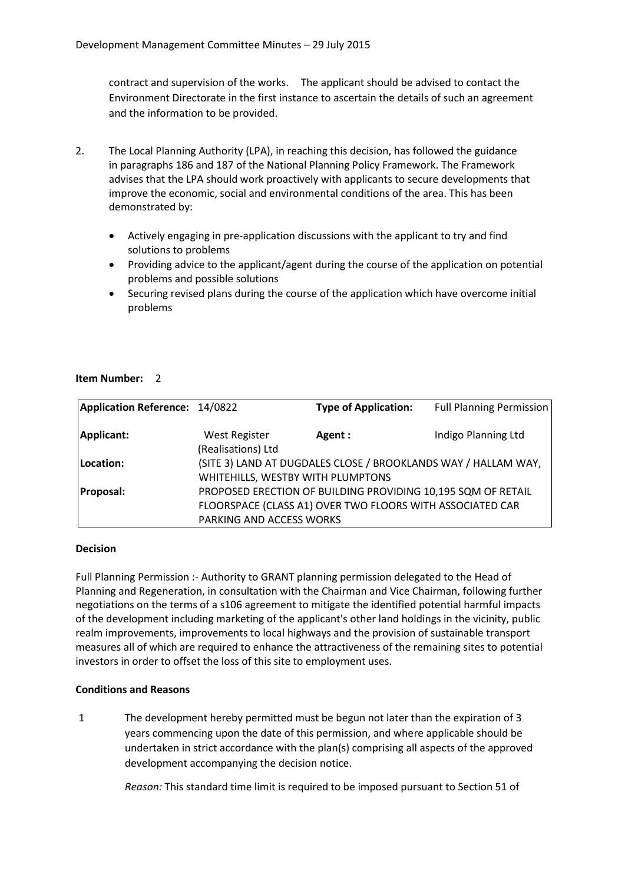contract and supervision of the works. The applicant should be advised to contact the Environment Directorate in the first instance to ascertain the details of such an agreement and the information to be provided.

2. The Local Planning Authority (LPA), in reaching this decision, has followed the guidance in paragraphs 186 and 187 of the National Planning Policy Framework. The Framework advises that the LPA should work proactively with applicants to secure developments that improve the economic, social and environmental conditions of the area. This has been demonstrated by:

   - Actively engaging in pre-application discussions with the applicant to try and find solutions to problems
   - Providing advice to the applicant/agent during the course of the application on potential problems and possible solutions
   - Securing revised plans during the course of the application which have overcome initial problems

**Item Number:** 2

| **Application Reference:** | 14/0822 | **Type of Application:** | Full Planning Permission |
|---|---|---|---|
| **Applicant:** | West Register (Realisations) Ltd | **Agent :** | Indigo Planning Ltd |
| **Location:** | (SITE 3) LAND AT DUGDALES CLOSE / BROOKLANDS WAY / HALLAM WAY, WHITEHILLS, WESTBY WITH PLUMPTONS | | |
| **Proposal:** | PROPOSED ERECTION OF BUILDING PROVIDING 10,195 SQM OF RETAIL FLOORSPACE (CLASS A1) OVER TWO FLOORS WITH ASSOCIATED CAR PARKING AND ACCESS WORKS | | |

**Decision**

Full Planning Permission :- Authority to GRANT planning permission delegated to the Head of Planning and Regeneration, in consultation with the Chairman and Vice Chairman, following further negotiations on the terms of a s106 agreement to mitigate the identified potential harmful impacts of the development including marketing of the applicant's other land holdings in the vicinity, public realm improvements, improvements to local highways and the provision of sustainable transport measures all of which are required to enhance the attractiveness of the remaining sites to potential investors in order to offset the loss of this site to employment uses.

**Conditions and Reasons**

1 The development hereby permitted must be begun not later than the expiration of 3 years commencing upon the date of this permission, and where applicable should be undertaken in strict accordance with the plan(s) comprising all aspects of the approved development accompanying the decision notice.

*Reason:* This standard time limit is required to be imposed pursuant to Section 51 of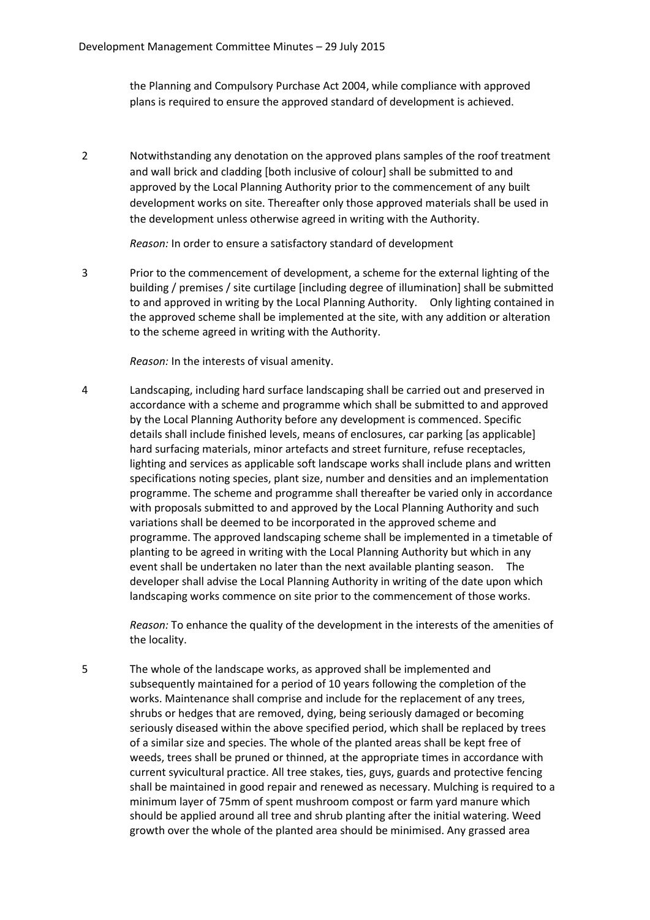the Planning and Compulsory Purchase Act 2004, while compliance with approved plans is required to ensure the approved standard of development is achieved.

2 Notwithstanding any denotation on the approved plans samples of the roof treatment and wall brick and cladding [both inclusive of colour] shall be submitted to and approved by the Local Planning Authority prior to the commencement of any built development works on site. Thereafter only those approved materials shall be used in the development unless otherwise agreed in writing with the Authority.

*Reason:* In order to ensure a satisfactory standard of development

3 Prior to the commencement of development, a scheme for the external lighting of the building / premises / site curtilage [including degree of illumination] shall be submitted to and approved in writing by the Local Planning Authority. Only lighting contained in the approved scheme shall be implemented at the site, with any addition or alteration to the scheme agreed in writing with the Authority.

*Reason:* In the interests of visual amenity.

4 Landscaping, including hard surface landscaping shall be carried out and preserved in accordance with a scheme and programme which shall be submitted to and approved by the Local Planning Authority before any development is commenced. Specific details shall include finished levels, means of enclosures, car parking [as applicable] hard surfacing materials, minor artefacts and street furniture, refuse receptacles, lighting and services as applicable soft landscape works shall include plans and written specifications noting species, plant size, number and densities and an implementation programme. The scheme and programme shall thereafter be varied only in accordance with proposals submitted to and approved by the Local Planning Authority and such variations shall be deemed to be incorporated in the approved scheme and programme. The approved landscaping scheme shall be implemented in a timetable of planting to be agreed in writing with the Local Planning Authority but which in any event shall be undertaken no later than the next available planting season. The developer shall advise the Local Planning Authority in writing of the date upon which landscaping works commence on site prior to the commencement of those works.

*Reason:* To enhance the quality of the development in the interests of the amenities of the locality.

5 The whole of the landscape works, as approved shall be implemented and subsequently maintained for a period of 10 years following the completion of the works. Maintenance shall comprise and include for the replacement of any trees, shrubs or hedges that are removed, dying, being seriously damaged or becoming seriously diseased within the above specified period, which shall be replaced by trees of a similar size and species. The whole of the planted areas shall be kept free of weeds, trees shall be pruned or thinned, at the appropriate times in accordance with current syvicultural practice. All tree stakes, ties, guys, guards and protective fencing shall be maintained in good repair and renewed as necessary. Mulching is required to a minimum layer of 75mm of spent mushroom compost or farm yard manure which should be applied around all tree and shrub planting after the initial watering. Weed growth over the whole of the planted area should be minimised. Any grassed area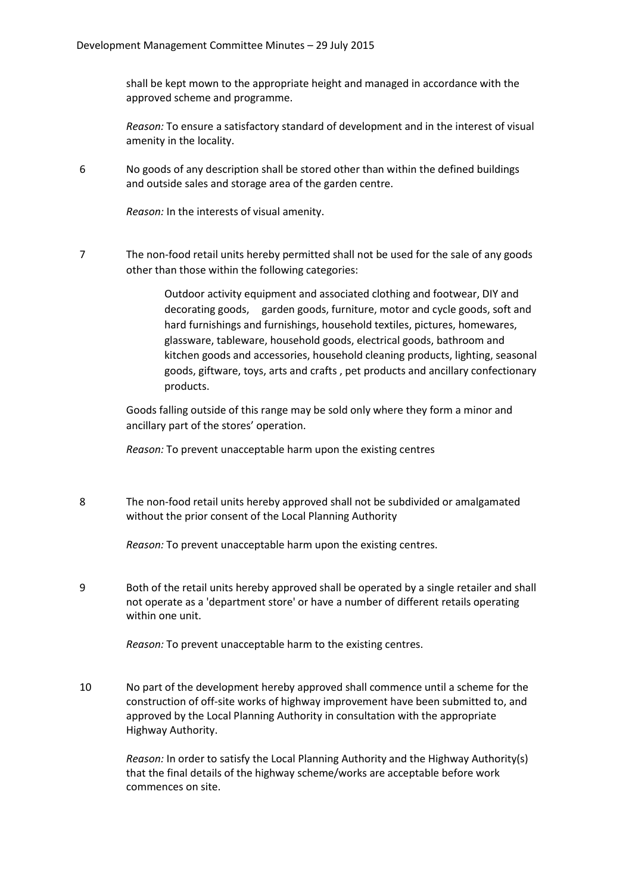shall be kept mown to the appropriate height and managed in accordance with the approved scheme and programme.

*Reason:* To ensure a satisfactory standard of development and in the interest of visual amenity in the locality.

6. No goods of any description shall be stored other than within the defined buildings and outside sales and storage area of the garden centre.

   *Reason:* In the interests of visual amenity.

7. The non-food retail units hereby permitted shall not be used for the sale of any goods other than those within the following categories:

   > Outdoor activity equipment and associated clothing and footwear, DIY and decorating goods, garden goods, furniture, motor and cycle goods, soft and hard furnishings and furnishings, household textiles, pictures, homewares, glassware, tableware, household goods, electrical goods, bathroom and kitchen goods and accessories, household cleaning products, lighting, seasonal goods, giftware, toys, arts and crafts , pet products and ancillary confectionary products.

   Goods falling outside of this range may be sold only where they form a minor and ancillary part of the stores' operation.

   *Reason:* To prevent unacceptable harm upon the existing centres

8. The non-food retail units hereby approved shall not be subdivided or amalgamated without the prior consent of the Local Planning Authority

   *Reason:* To prevent unacceptable harm upon the existing centres.

9. Both of the retail units hereby approved shall be operated by a single retailer and shall not operate as a 'department store' or have a number of different retails operating within one unit.

   *Reason:* To prevent unacceptable harm to the existing centres.

10. No part of the development hereby approved shall commence until a scheme for the construction of off-site works of highway improvement have been submitted to, and approved by the Local Planning Authority in consultation with the appropriate Highway Authority.

    *Reason:* In order to satisfy the Local Planning Authority and the Highway Authority(s) that the final details of the highway scheme/works are acceptable before work commences on site.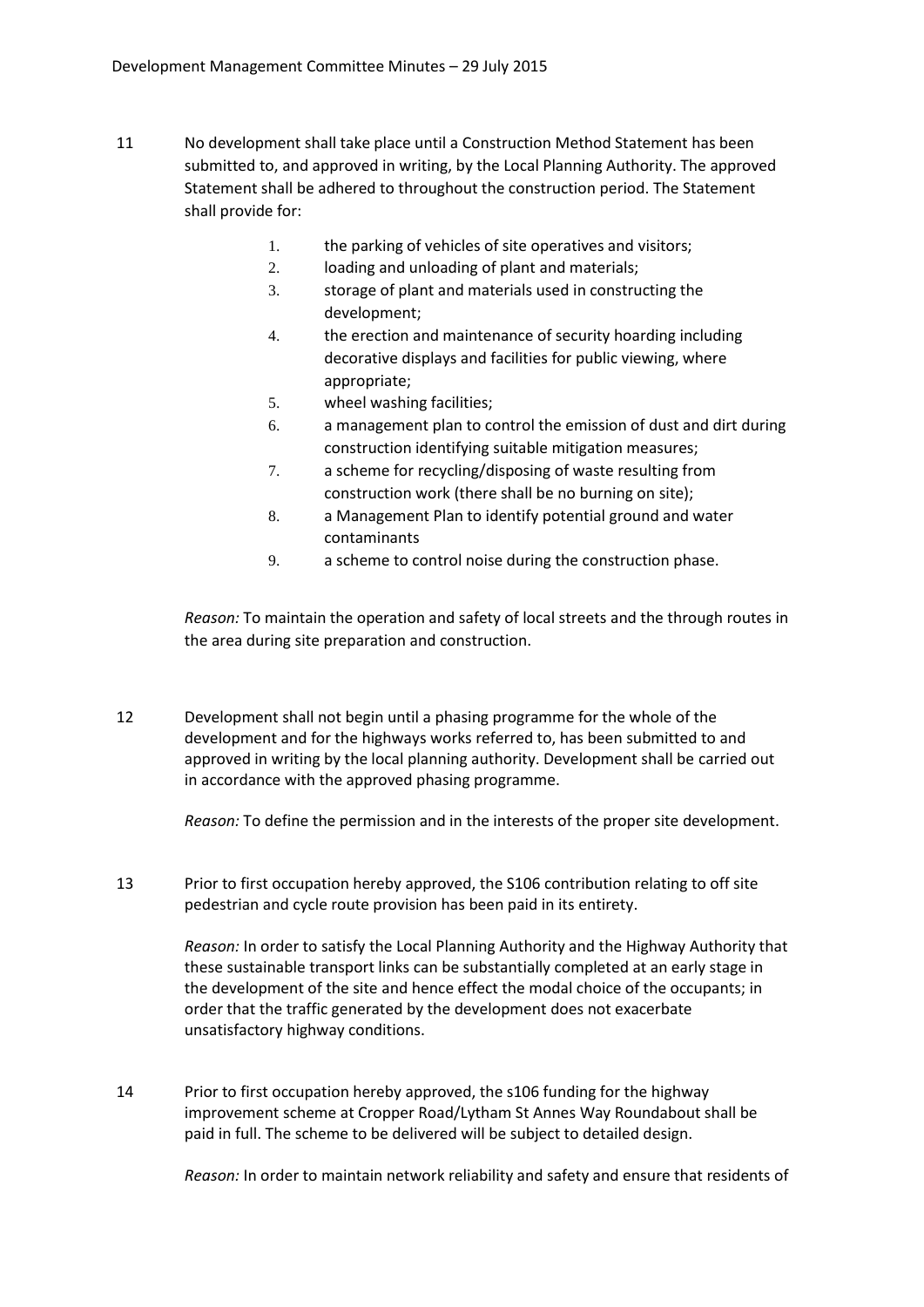11 No development shall take place until a Construction Method Statement has been submitted to, and approved in writing, by the Local Planning Authority. The approved Statement shall be adhered to throughout the construction period. The Statement shall provide for:

1. the parking of vehicles of site operatives and visitors;
2. loading and unloading of plant and materials;
3. storage of plant and materials used in constructing the development;
4. the erection and maintenance of security hoarding including decorative displays and facilities for public viewing, where appropriate;
5. wheel washing facilities;
6. a management plan to control the emission of dust and dirt during construction identifying suitable mitigation measures;
7. a scheme for recycling/disposing of waste resulting from construction work (there shall be no burning on site);
8. a Management Plan to identify potential ground and water contaminants
9. a scheme to control noise during the construction phase.

*Reason:* To maintain the operation and safety of local streets and the through routes in the area during site preparation and construction.

12 Development shall not begin until a phasing programme for the whole of the development and for the highways works referred to, has been submitted to and approved in writing by the local planning authority. Development shall be carried out in accordance with the approved phasing programme.

*Reason:* To define the permission and in the interests of the proper site development.

13 Prior to first occupation hereby approved, the S106 contribution relating to off site pedestrian and cycle route provision has been paid in its entirety.

*Reason:* In order to satisfy the Local Planning Authority and the Highway Authority that these sustainable transport links can be substantially completed at an early stage in the development of the site and hence effect the modal choice of the occupants; in order that the traffic generated by the development does not exacerbate unsatisfactory highway conditions.

14 Prior to first occupation hereby approved, the s106 funding for the highway improvement scheme at Cropper Road/Lytham St Annes Way Roundabout shall be paid in full. The scheme to be delivered will be subject to detailed design.

*Reason:* In order to maintain network reliability and safety and ensure that residents of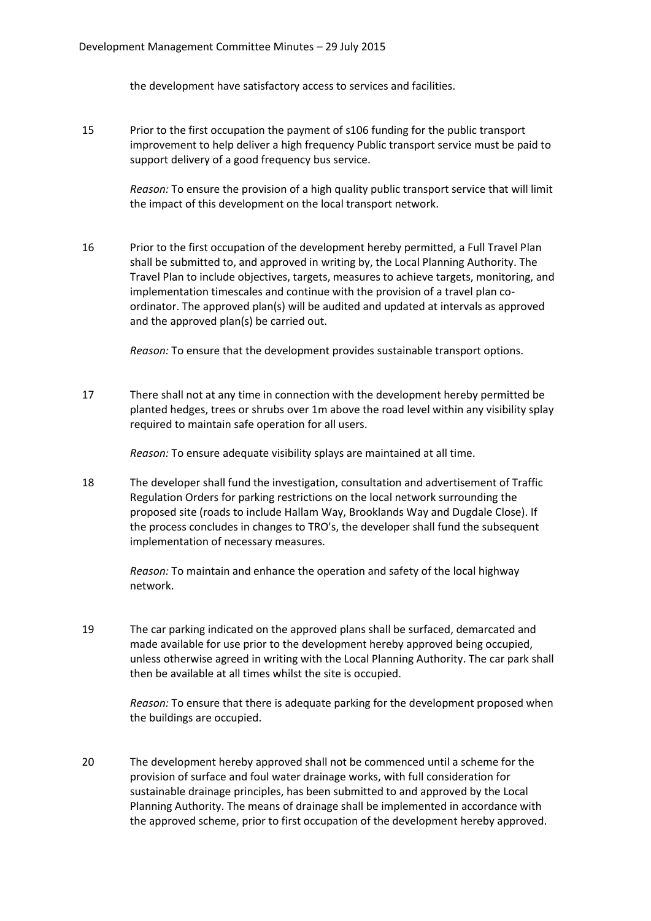the development have satisfactory access to services and facilities.

15 Prior to the first occupation the payment of s106 funding for the public transport improvement to help deliver a high frequency Public transport service must be paid to support delivery of a good frequency bus service.

*Reason:* To ensure the provision of a high quality public transport service that will limit the impact of this development on the local transport network.

16 Prior to the first occupation of the development hereby permitted, a Full Travel Plan shall be submitted to, and approved in writing by, the Local Planning Authority. The Travel Plan to include objectives, targets, measures to achieve targets, monitoring, and implementation timescales and continue with the provision of a travel plan co-ordinator. The approved plan(s) will be audited and updated at intervals as approved and the approved plan(s) be carried out.

*Reason:* To ensure that the development provides sustainable transport options.

17 There shall not at any time in connection with the development hereby permitted be planted hedges, trees or shrubs over 1m above the road level within any visibility splay required to maintain safe operation for all users.

*Reason:* To ensure adequate visibility splays are maintained at all time.

18 The developer shall fund the investigation, consultation and advertisement of Traffic Regulation Orders for parking restrictions on the local network surrounding the proposed site (roads to include Hallam Way, Brooklands Way and Dugdale Close). If the process concludes in changes to TRO's, the developer shall fund the subsequent implementation of necessary measures.

*Reason:* To maintain and enhance the operation and safety of the local highway network.

19 The car parking indicated on the approved plans shall be surfaced, demarcated and made available for use prior to the development hereby approved being occupied, unless otherwise agreed in writing with the Local Planning Authority. The car park shall then be available at all times whilst the site is occupied.

*Reason:* To ensure that there is adequate parking for the development proposed when the buildings are occupied.

20 The development hereby approved shall not be commenced until a scheme for the provision of surface and foul water drainage works, with full consideration for sustainable drainage principles, has been submitted to and approved by the Local Planning Authority. The means of drainage shall be implemented in accordance with the approved scheme, prior to first occupation of the development hereby approved.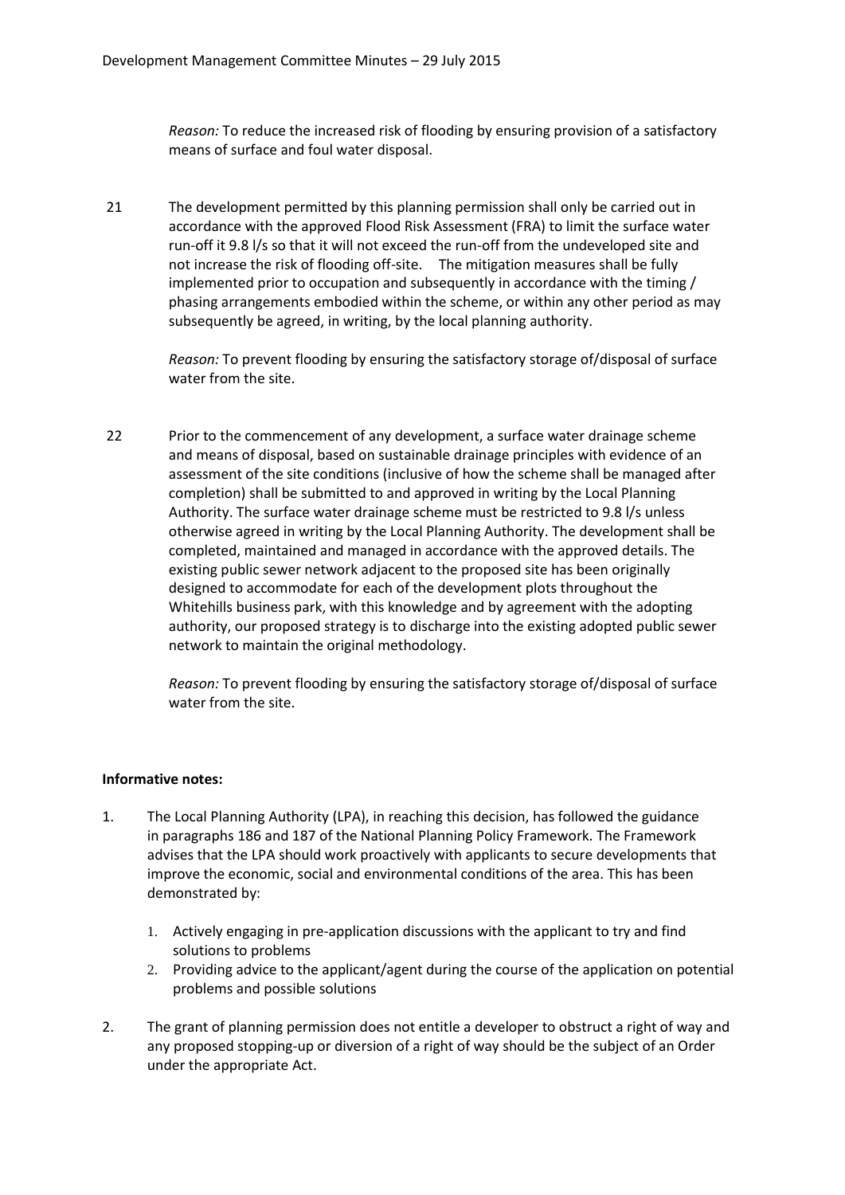*Reason:* To reduce the increased risk of flooding by ensuring provision of a satisfactory means of surface and foul water disposal.

21 The development permitted by this planning permission shall only be carried out in accordance with the approved Flood Risk Assessment (FRA) to limit the surface water run-off it 9.8 l/s so that it will not exceed the run-off from the undeveloped site and not increase the risk of flooding off-site. The mitigation measures shall be fully implemented prior to occupation and subsequently in accordance with the timing / phasing arrangements embodied within the scheme, or within any other period as may subsequently be agreed, in writing, by the local planning authority.

*Reason:* To prevent flooding by ensuring the satisfactory storage of/disposal of surface water from the site.

22 Prior to the commencement of any development, a surface water drainage scheme and means of disposal, based on sustainable drainage principles with evidence of an assessment of the site conditions (inclusive of how the scheme shall be managed after completion) shall be submitted to and approved in writing by the Local Planning Authority. The surface water drainage scheme must be restricted to 9.8 l/s unless otherwise agreed in writing by the Local Planning Authority. The development shall be completed, maintained and managed in accordance with the approved details. The existing public sewer network adjacent to the proposed site has been originally designed to accommodate for each of the development plots throughout the Whitehills business park, with this knowledge and by agreement with the adopting authority, our proposed strategy is to discharge into the existing adopted public sewer network to maintain the original methodology.

*Reason:* To prevent flooding by ensuring the satisfactory storage of/disposal of surface water from the site.

**Informative notes:**

1. The Local Planning Authority (LPA), in reaching this decision, has followed the guidance in paragraphs 186 and 187 of the National Planning Policy Framework. The Framework advises that the LPA should work proactively with applicants to secure developments that improve the economic, social and environmental conditions of the area. This has been demonstrated by:

    1. Actively engaging in pre-application discussions with the applicant to try and find solutions to problems
    2. Providing advice to the applicant/agent during the course of the application on potential problems and possible solutions

2. The grant of planning permission does not entitle a developer to obstruct a right of way and any proposed stopping-up or diversion of a right of way should be the subject of an Order under the appropriate Act.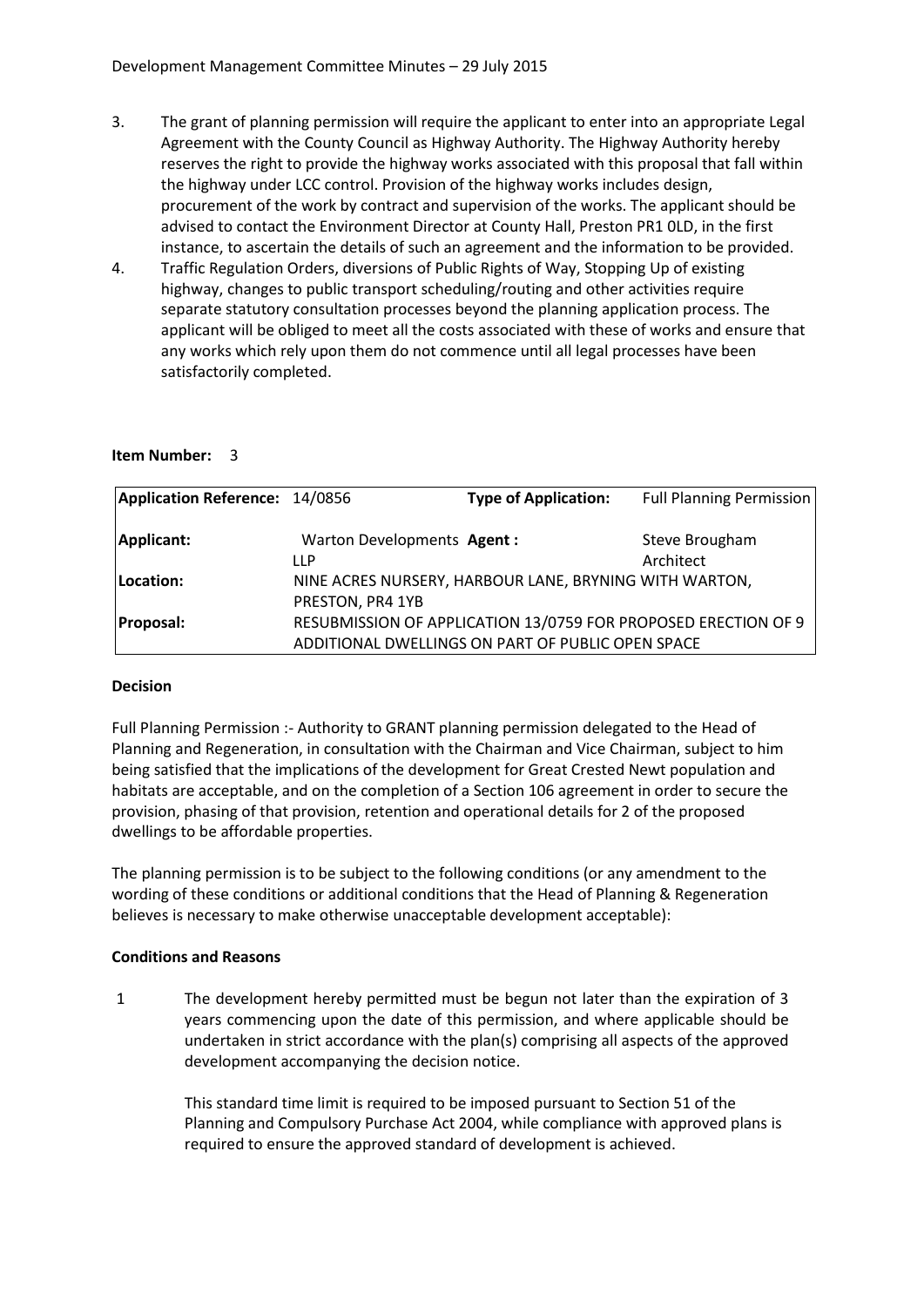3. The grant of planning permission will require the applicant to enter into an appropriate Legal Agreement with the County Council as Highway Authority. The Highway Authority hereby reserves the right to provide the highway works associated with this proposal that fall within the highway under LCC control. Provision of the highway works includes design, procurement of the work by contract and supervision of the works. The applicant should be advised to contact the Environment Director at County Hall, Preston PR1 0LD, in the first instance, to ascertain the details of such an agreement and the information to be provided.
4. Traffic Regulation Orders, diversions of Public Rights of Way, Stopping Up of existing highway, changes to public transport scheduling/routing and other activities require separate statutory consultation processes beyond the planning application process. The applicant will be obliged to meet all the costs associated with these of works and ensure that any works which rely upon them do not commence until all legal processes have been satisfactorily completed.

**Item Number:** 3

| **Application Reference:** | 14/0856 | **Type of Application:** | Full Planning Permission |
|---|---|---|---|
| **Applicant:** | Warton Developments LLP | **Agent :** | Steve Brougham Architect |
| **Location:** | NINE ACRES NURSERY, HARBOUR LANE, BRYNING WITH WARTON, PRESTON, PR4 1YB | | |
| **Proposal:** | RESUBMISSION OF APPLICATION 13/0759 FOR PROPOSED ERECTION OF 9 ADDITIONAL DWELLINGS ON PART OF PUBLIC OPEN SPACE | | |

**Decision**

Full Planning Permission :- Authority to GRANT planning permission delegated to the Head of Planning and Regeneration, in consultation with the Chairman and Vice Chairman, subject to him being satisfied that the implications of the development for Great Crested Newt population and habitats are acceptable, and on the completion of a Section 106 agreement in order to secure the provision, phasing of that provision, retention and operational details for 2 of the proposed dwellings to be affordable properties.

The planning permission is to be subject to the following conditions (or any amendment to the wording of these conditions or additional conditions that the Head of Planning & Regeneration believes is necessary to make otherwise unacceptable development acceptable):

**Conditions and Reasons**

1 The development hereby permitted must be begun not later than the expiration of 3 years commencing upon the date of this permission, and where applicable should be undertaken in strict accordance with the plan(s) comprising all aspects of the approved development accompanying the decision notice.

This standard time limit is required to be imposed pursuant to Section 51 of the Planning and Compulsory Purchase Act 2004, while compliance with approved plans is required to ensure the approved standard of development is achieved.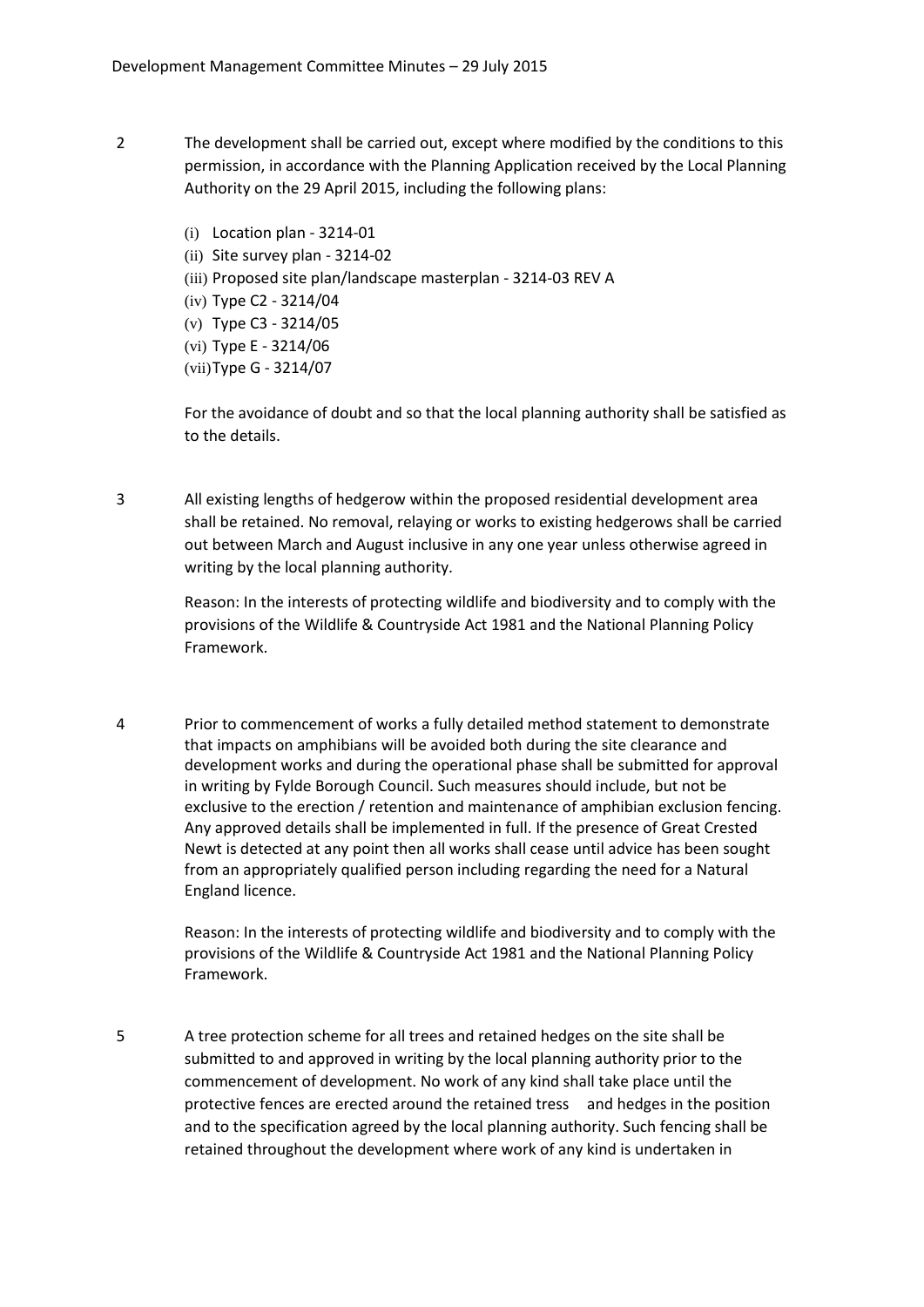2 The development shall be carried out, except where modified by the conditions to this permission, in accordance with the Planning Application received by the Local Planning Authority on the 29 April 2015, including the following plans:

(i) Location plan - 3214-01
(ii) Site survey plan - 3214-02
(iii) Proposed site plan/landscape masterplan - 3214-03 REV A
(iv) Type C2 - 3214/04
(v) Type C3 - 3214/05
(vi) Type E - 3214/06
(vii) Type G - 3214/07

For the avoidance of doubt and so that the local planning authority shall be satisfied as to the details.

3 All existing lengths of hedgerow within the proposed residential development area shall be retained. No removal, relaying or works to existing hedgerows shall be carried out between March and August inclusive in any one year unless otherwise agreed in writing by the local planning authority.

Reason: In the interests of protecting wildlife and biodiversity and to comply with the provisions of the Wildlife & Countryside Act 1981 and the National Planning Policy Framework.

4 Prior to commencement of works a fully detailed method statement to demonstrate that impacts on amphibians will be avoided both during the site clearance and development works and during the operational phase shall be submitted for approval in writing by Fylde Borough Council. Such measures should include, but not be exclusive to the erection / retention and maintenance of amphibian exclusion fencing. Any approved details shall be implemented in full. If the presence of Great Crested Newt is detected at any point then all works shall cease until advice has been sought from an appropriately qualified person including regarding the need for a Natural England licence.

Reason: In the interests of protecting wildlife and biodiversity and to comply with the provisions of the Wildlife & Countryside Act 1981 and the National Planning Policy Framework.

5 A tree protection scheme for all trees and retained hedges on the site shall be submitted to and approved in writing by the local planning authority prior to the commencement of development. No work of any kind shall take place until the protective fences are erected around the retained tress and hedges in the position and to the specification agreed by the local planning authority. Such fencing shall be retained throughout the development where work of any kind is undertaken in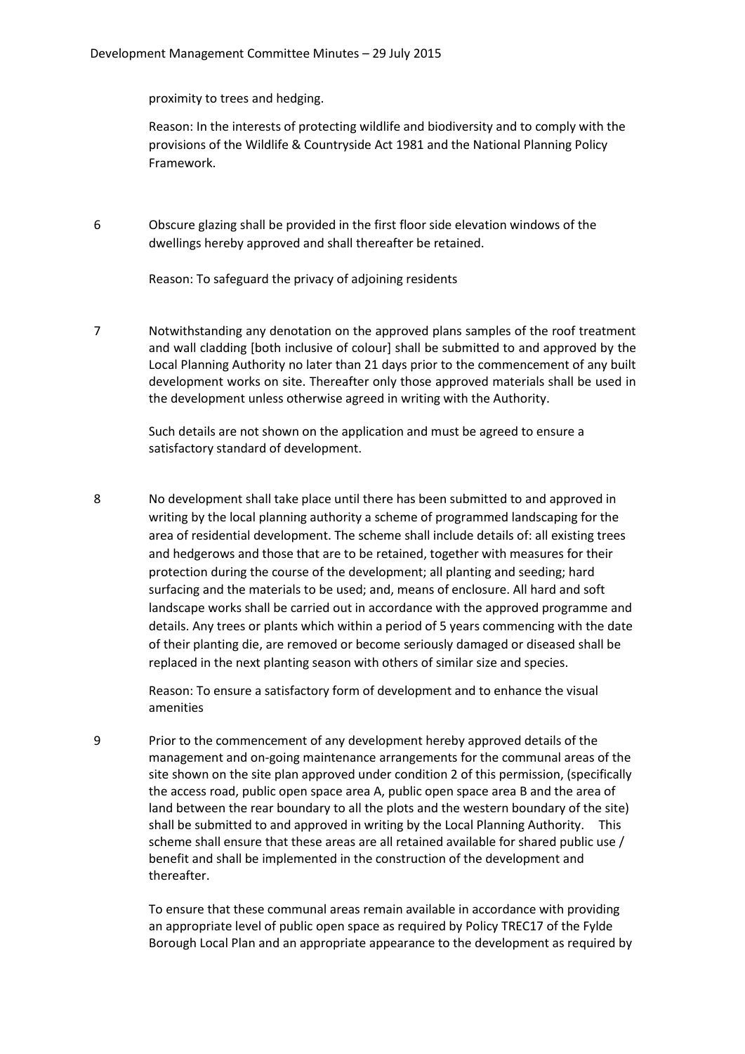proximity to trees and hedging.

Reason: In the interests of protecting wildlife and biodiversity and to comply with the provisions of the Wildlife & Countryside Act 1981 and the National Planning Policy Framework.

6. Obscure glazing shall be provided in the first floor side elevation windows of the dwellings hereby approved and shall thereafter be retained.

   Reason: To safeguard the privacy of adjoining residents

7. Notwithstanding any denotation on the approved plans samples of the roof treatment and wall cladding [both inclusive of colour] shall be submitted to and approved by the Local Planning Authority no later than 21 days prior to the commencement of any built development works on site. Thereafter only those approved materials shall be used in the development unless otherwise agreed in writing with the Authority.

   Such details are not shown on the application and must be agreed to ensure a satisfactory standard of development.

8. No development shall take place until there has been submitted to and approved in writing by the local planning authority a scheme of programmed landscaping for the area of residential development. The scheme shall include details of: all existing trees and hedgerows and those that are to be retained, together with measures for their protection during the course of the development; all planting and seeding; hard surfacing and the materials to be used; and, means of enclosure. All hard and soft landscape works shall be carried out in accordance with the approved programme and details. Any trees or plants which within a period of 5 years commencing with the date of their planting die, are removed or become seriously damaged or diseased shall be replaced in the next planting season with others of similar size and species.

   Reason: To ensure a satisfactory form of development and to enhance the visual amenities

9. Prior to the commencement of any development hereby approved details of the management and on-going maintenance arrangements for the communal areas of the site shown on the site plan approved under condition 2 of this permission, (specifically the access road, public open space area A, public open space area B and the area of land between the rear boundary to all the plots and the western boundary of the site) shall be submitted to and approved in writing by the Local Planning Authority. This scheme shall ensure that these areas are all retained available for shared public use / benefit and shall be implemented in the construction of the development and thereafter.

   To ensure that these communal areas remain available in accordance with providing an appropriate level of public open space as required by Policy TREC17 of the Fylde Borough Local Plan and an appropriate appearance to the development as required by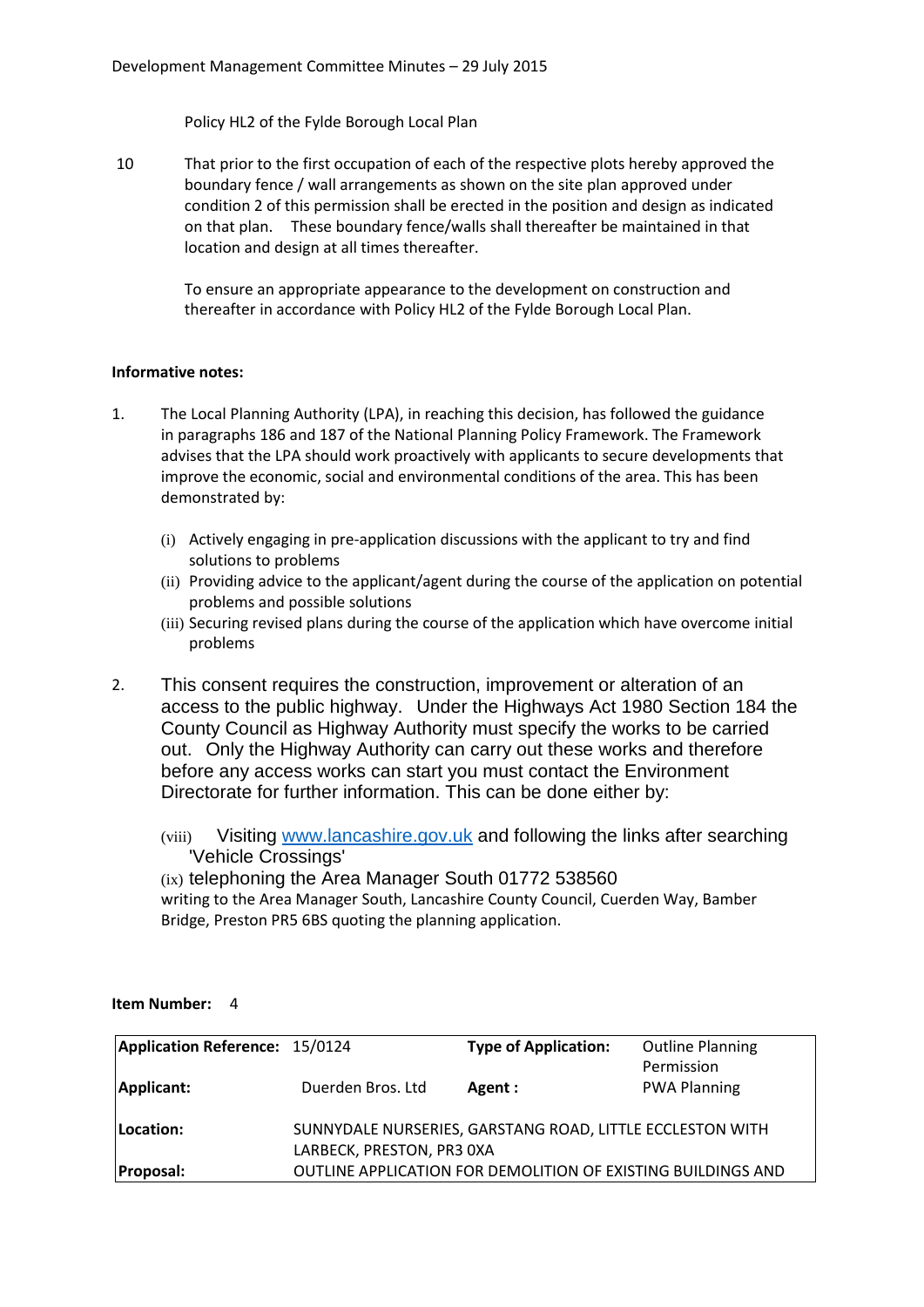Policy HL2 of the Fylde Borough Local Plan

10 That prior to the first occupation of each of the respective plots hereby approved the boundary fence / wall arrangements as shown on the site plan approved under condition 2 of this permission shall be erected in the position and design as indicated on that plan. These boundary fence/walls shall thereafter be maintained in that location and design at all times thereafter.

To ensure an appropriate appearance to the development on construction and thereafter in accordance with Policy HL2 of the Fylde Borough Local Plan.

**Informative notes:**

1. The Local Planning Authority (LPA), in reaching this decision, has followed the guidance in paragraphs 186 and 187 of the National Planning Policy Framework. The Framework advises that the LPA should work proactively with applicants to secure developments that improve the economic, social and environmental conditions of the area. This has been demonstrated by:

   (i) Actively engaging in pre-application discussions with the applicant to try and find solutions to problems
   (ii) Providing advice to the applicant/agent during the course of the application on potential problems and possible solutions
   (iii) Securing revised plans during the course of the application which have overcome initial problems

2. This consent requires the construction, improvement or alteration of an access to the public highway. Under the Highways Act 1980 Section 184 the County Council as Highway Authority must specify the works to be carried out. Only the Highway Authority can carry out these works and therefore before any access works can start you must contact the Environment Directorate for further information. This can be done either by:

   (viii) Visiting [www.lancashire.gov.uk](http://www.lancashire.gov.uk) and following the links after searching 'Vehicle Crossings'
   (ix) telephoning the Area Manager South 01772 538560
   writing to the Area Manager South, Lancashire County Council, Cuerden Way, Bamber Bridge, Preston PR5 6BS quoting the planning application.

**Item Number:** 4

| **Application Reference:** | 15/0124 | **Type of Application:** | Outline Planning Permission |
|---|---|---|---|
| **Applicant:** | Duerden Bros. Ltd | **Agent :** | PWA Planning |
| **Location:** | SUNNYDALE NURSERIES, GARSTANG ROAD, LITTLE ECCLESTON WITH LARBECK, PRESTON, PR3 0XA | | |
| **Proposal:** | OUTLINE APPLICATION FOR DEMOLITION OF EXISTING BUILDINGS AND | | |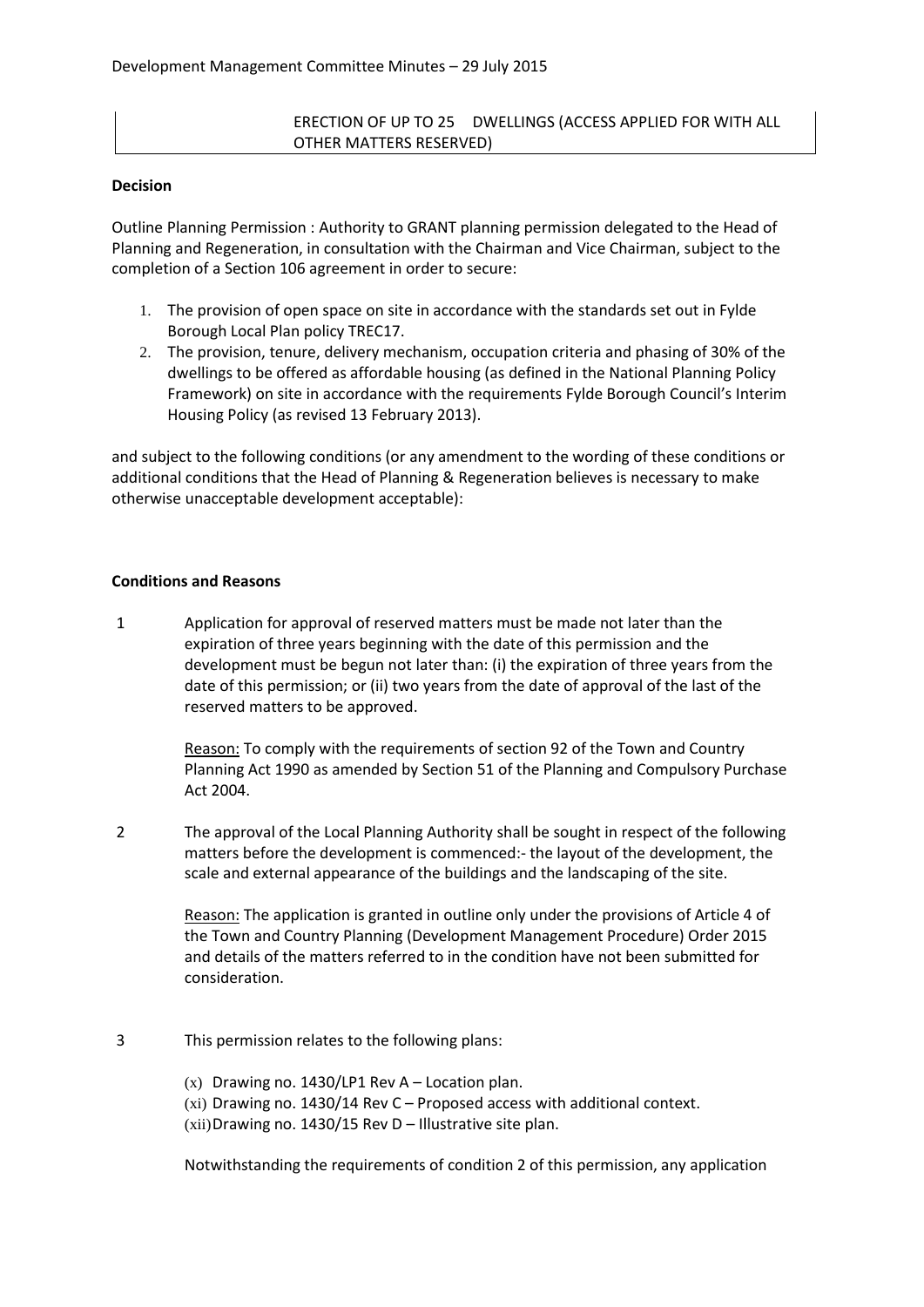ERECTION OF UP TO 25 DWELLINGS (ACCESS APPLIED FOR WITH ALL OTHER MATTERS RESERVED)

**Decision**

Outline Planning Permission : Authority to GRANT planning permission delegated to the Head of Planning and Regeneration, in consultation with the Chairman and Vice Chairman, subject to the completion of a Section 106 agreement in order to secure:

1. The provision of open space on site in accordance with the standards set out in Fylde Borough Local Plan policy TREC17.
2. The provision, tenure, delivery mechanism, occupation criteria and phasing of 30% of the dwellings to be offered as affordable housing (as defined in the National Planning Policy Framework) on site in accordance with the requirements Fylde Borough Council's Interim Housing Policy (as revised 13 February 2013).

and subject to the following conditions (or any amendment to the wording of these conditions or additional conditions that the Head of Planning & Regeneration believes is necessary to make otherwise unacceptable development acceptable):

**Conditions and Reasons**

1 Application for approval of reserved matters must be made not later than the expiration of three years beginning with the date of this permission and the development must be begun not later than: (i) the expiration of three years from the date of this permission; or (ii) two years from the date of approval of the last of the reserved matters to be approved.

Reason: To comply with the requirements of section 92 of the Town and Country Planning Act 1990 as amended by Section 51 of the Planning and Compulsory Purchase Act 2004.

2 The approval of the Local Planning Authority shall be sought in respect of the following matters before the development is commenced:- the layout of the development, the scale and external appearance of the buildings and the landscaping of the site.

Reason: The application is granted in outline only under the provisions of Article 4 of the Town and Country Planning (Development Management Procedure) Order 2015 and details of the matters referred to in the condition have not been submitted for consideration.

3 This permission relates to the following plans:

(x) Drawing no. 1430/LP1 Rev A – Location plan.
(xi) Drawing no. 1430/14 Rev C – Proposed access with additional context.
(xii) Drawing no. 1430/15 Rev D – Illustrative site plan.

Notwithstanding the requirements of condition 2 of this permission, any application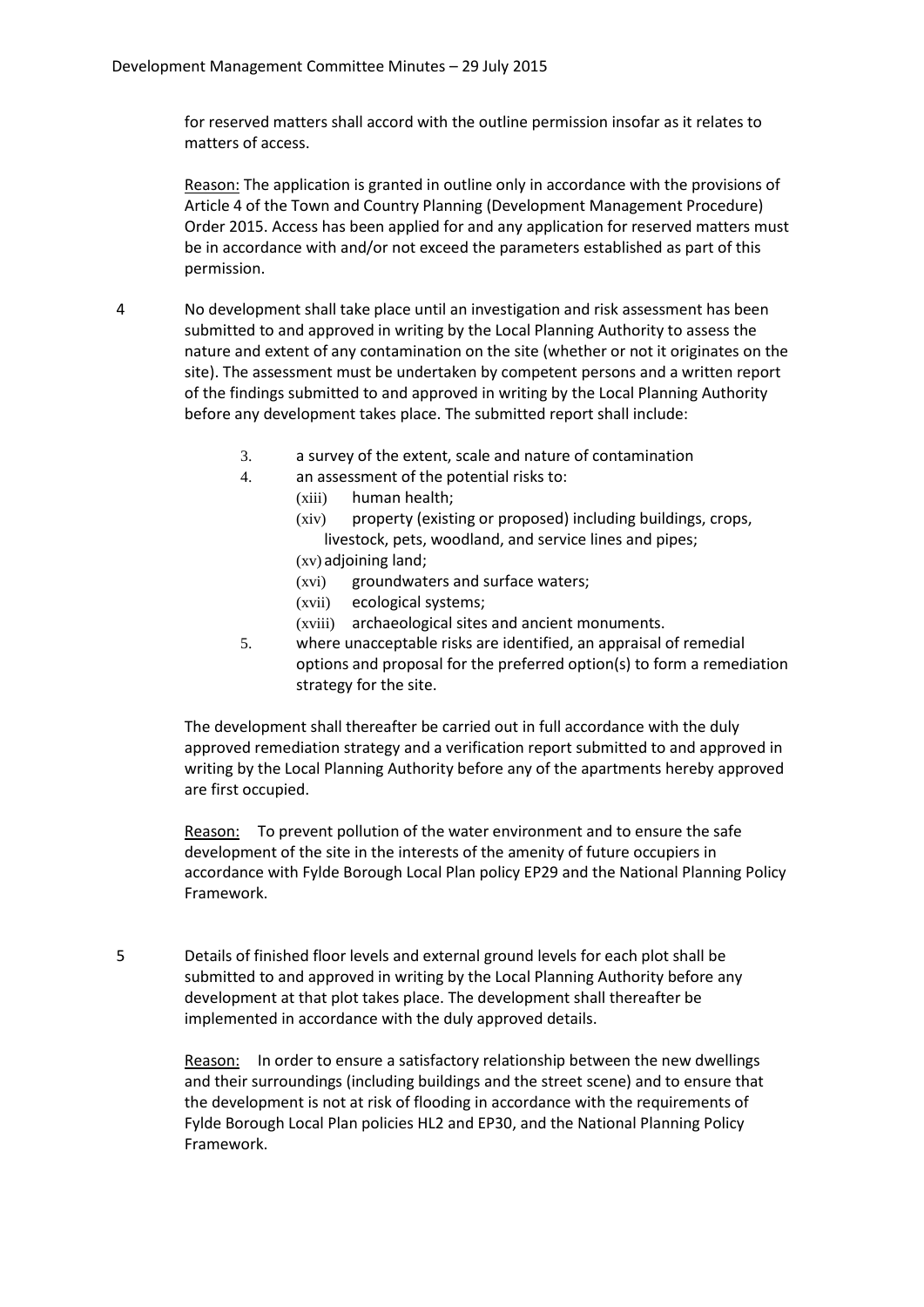for reserved matters shall accord with the outline permission insofar as it relates to matters of access.

Reason: The application is granted in outline only in accordance with the provisions of Article 4 of the Town and Country Planning (Development Management Procedure) Order 2015. Access has been applied for and any application for reserved matters must be in accordance with and/or not exceed the parameters established as part of this permission.

4 No development shall take place until an investigation and risk assessment has been submitted to and approved in writing by the Local Planning Authority to assess the nature and extent of any contamination on the site (whether or not it originates on the site). The assessment must be undertaken by competent persons and a written report of the findings submitted to and approved in writing by the Local Planning Authority before any development takes place. The submitted report shall include:

3. a survey of the extent, scale and nature of contamination
4. an assessment of the potential risks to:
   - (xiii) human health;
   - (xiv) property (existing or proposed) including buildings, crops, livestock, pets, woodland, and service lines and pipes;
   - (xv) adjoining land;
   - (xvi) groundwaters and surface waters;
   - (xvii) ecological systems;
   - (xviii) archaeological sites and ancient monuments.
5. where unacceptable risks are identified, an appraisal of remedial options and proposal for the preferred option(s) to form a remediation strategy for the site.

The development shall thereafter be carried out in full accordance with the duly approved remediation strategy and a verification report submitted to and approved in writing by the Local Planning Authority before any of the apartments hereby approved are first occupied.

Reason: To prevent pollution of the water environment and to ensure the safe development of the site in the interests of the amenity of future occupiers in accordance with Fylde Borough Local Plan policy EP29 and the National Planning Policy Framework.

5 Details of finished floor levels and external ground levels for each plot shall be submitted to and approved in writing by the Local Planning Authority before any development at that plot takes place. The development shall thereafter be implemented in accordance with the duly approved details.

Reason: In order to ensure a satisfactory relationship between the new dwellings and their surroundings (including buildings and the street scene) and to ensure that the development is not at risk of flooding in accordance with the requirements of Fylde Borough Local Plan policies HL2 and EP30, and the National Planning Policy Framework.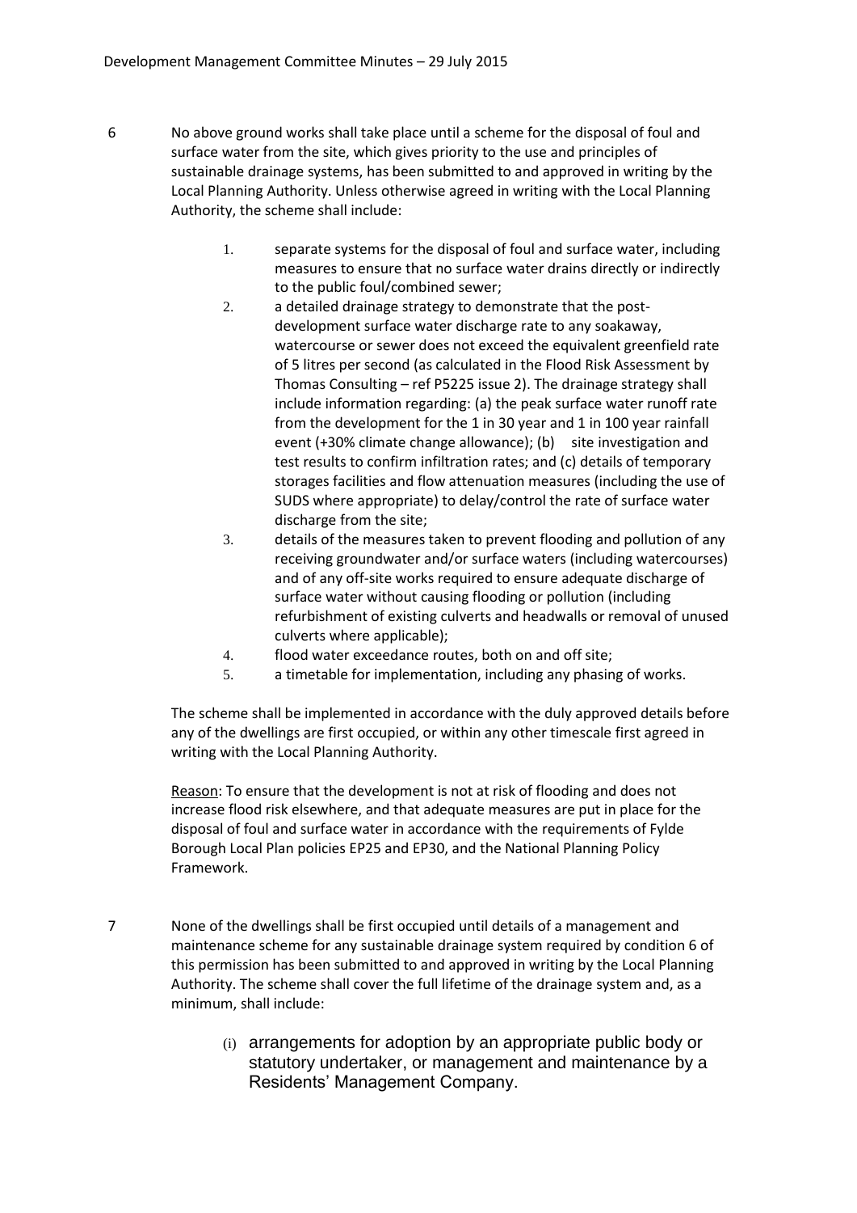6 No above ground works shall take place until a scheme for the disposal of foul and surface water from the site, which gives priority to the use and principles of sustainable drainage systems, has been submitted to and approved in writing by the Local Planning Authority. Unless otherwise agreed in writing with the Local Planning Authority, the scheme shall include:

1. separate systems for the disposal of foul and surface water, including measures to ensure that no surface water drains directly or indirectly to the public foul/combined sewer;
2. a detailed drainage strategy to demonstrate that the post-development surface water discharge rate to any soakaway, watercourse or sewer does not exceed the equivalent greenfield rate of 5 litres per second (as calculated in the Flood Risk Assessment by Thomas Consulting – ref P5225 issue 2). The drainage strategy shall include information regarding: (a) the peak surface water runoff rate from the development for the 1 in 30 year and 1 in 100 year rainfall event (+30% climate change allowance); (b) site investigation and test results to confirm infiltration rates; and (c) details of temporary storages facilities and flow attenuation measures (including the use of SUDS where appropriate) to delay/control the rate of surface water discharge from the site;
3. details of the measures taken to prevent flooding and pollution of any receiving groundwater and/or surface waters (including watercourses) and of any off-site works required to ensure adequate discharge of surface water without causing flooding or pollution (including refurbishment of existing culverts and headwalls or removal of unused culverts where applicable);
4. flood water exceedance routes, both on and off site;
5. a timetable for implementation, including any phasing of works.

The scheme shall be implemented in accordance with the duly approved details before any of the dwellings are first occupied, or within any other timescale first agreed in writing with the Local Planning Authority.

Reason: To ensure that the development is not at risk of flooding and does not increase flood risk elsewhere, and that adequate measures are put in place for the disposal of foul and surface water in accordance with the requirements of Fylde Borough Local Plan policies EP25 and EP30, and the National Planning Policy Framework.

7 None of the dwellings shall be first occupied until details of a management and maintenance scheme for any sustainable drainage system required by condition 6 of this permission has been submitted to and approved in writing by the Local Planning Authority. The scheme shall cover the full lifetime of the drainage system and, as a minimum, shall include:

(i) arrangements for adoption by an appropriate public body or statutory undertaker, or management and maintenance by a Residents' Management Company.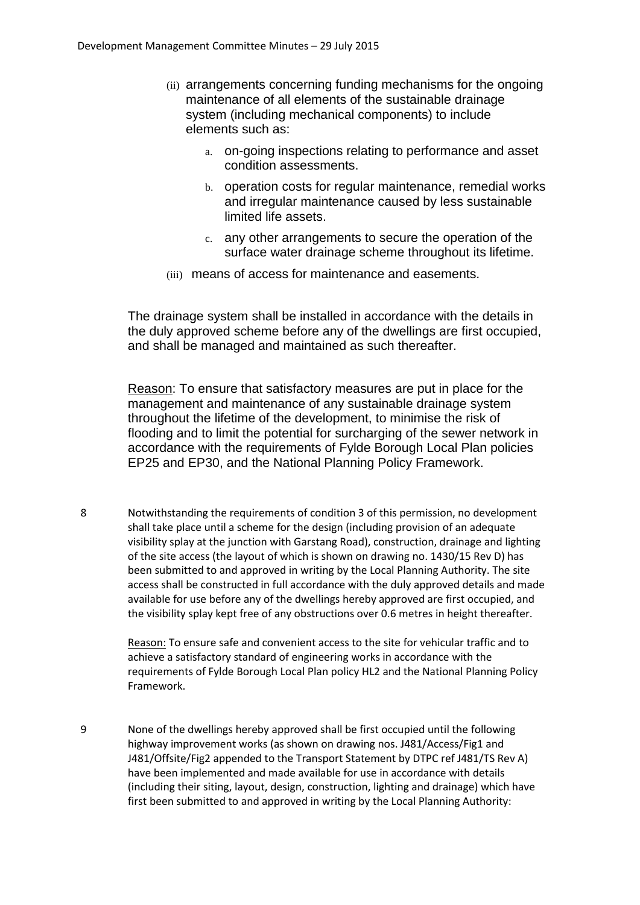(ii) arrangements concerning funding mechanisms for the ongoing maintenance of all elements of the sustainable drainage system (including mechanical components) to include elements such as:

   a. on-going inspections relating to performance and asset condition assessments.

   b. operation costs for regular maintenance, remedial works and irregular maintenance caused by less sustainable limited life assets.

   c. any other arrangements to secure the operation of the surface water drainage scheme throughout its lifetime.

(iii) means of access for maintenance and easements.

The drainage system shall be installed in accordance with the details in the duly approved scheme before any of the dwellings are first occupied, and shall be managed and maintained as such thereafter.

Reason: To ensure that satisfactory measures are put in place for the management and maintenance of any sustainable drainage system throughout the lifetime of the development, to minimise the risk of flooding and to limit the potential for surcharging of the sewer network in accordance with the requirements of Fylde Borough Local Plan policies EP25 and EP30, and the National Planning Policy Framework.

8 Notwithstanding the requirements of condition 3 of this permission, no development shall take place until a scheme for the design (including provision of an adequate visibility splay at the junction with Garstang Road), construction, drainage and lighting of the site access (the layout of which is shown on drawing no. 1430/15 Rev D) has been submitted to and approved in writing by the Local Planning Authority. The site access shall be constructed in full accordance with the duly approved details and made available for use before any of the dwellings hereby approved are first occupied, and the visibility splay kept free of any obstructions over 0.6 metres in height thereafter.

Reason: To ensure safe and convenient access to the site for vehicular traffic and to achieve a satisfactory standard of engineering works in accordance with the requirements of Fylde Borough Local Plan policy HL2 and the National Planning Policy Framework.

9 None of the dwellings hereby approved shall be first occupied until the following highway improvement works (as shown on drawing nos. J481/Access/Fig1 and J481/Offsite/Fig2 appended to the Transport Statement by DTPC ref J481/TS Rev A) have been implemented and made available for use in accordance with details (including their siting, layout, design, construction, lighting and drainage) which have first been submitted to and approved in writing by the Local Planning Authority: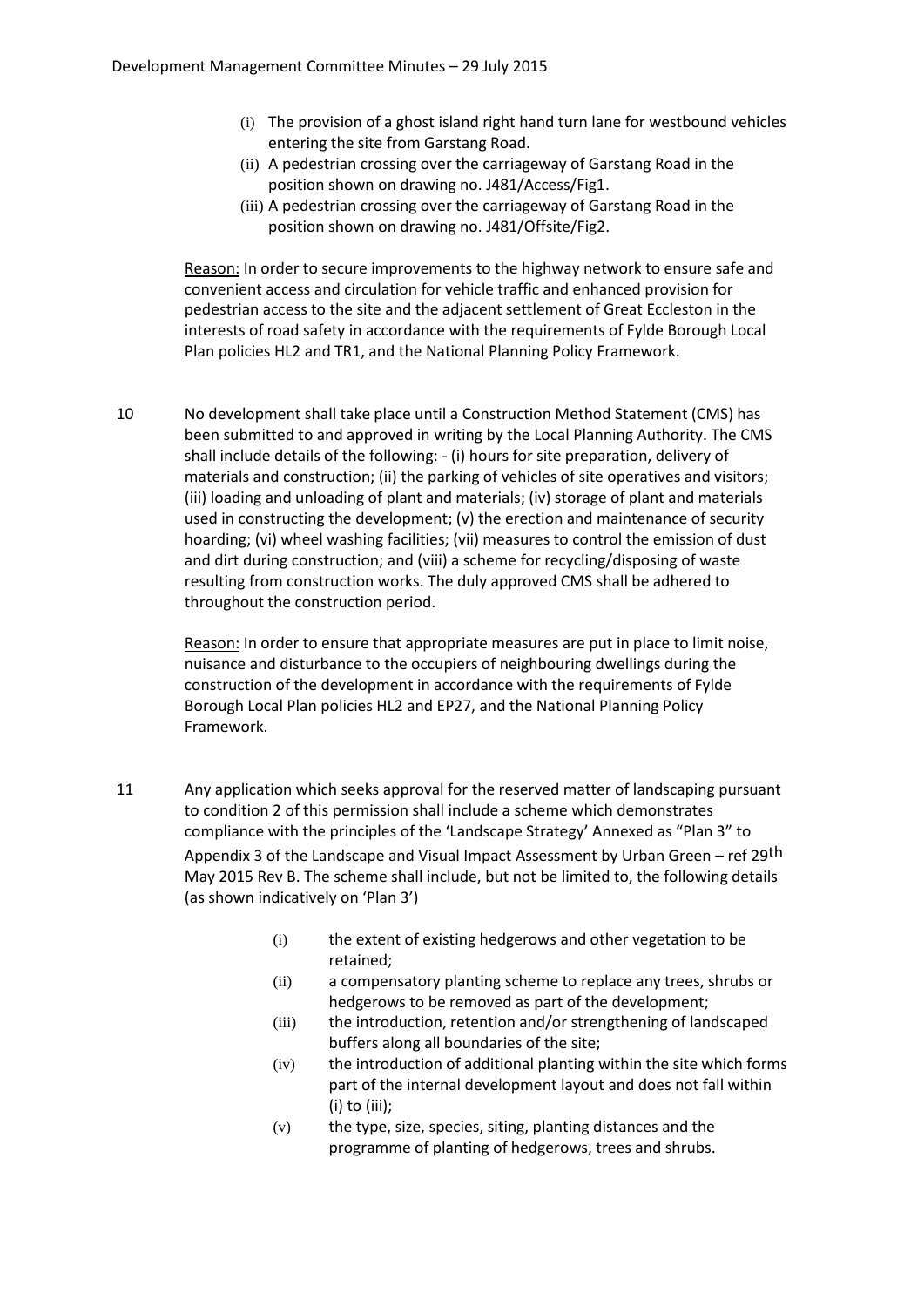(i) The provision of a ghost island right hand turn lane for westbound vehicles entering the site from Garstang Road.
(ii) A pedestrian crossing over the carriageway of Garstang Road in the position shown on drawing no. J481/Access/Fig1.
(iii) A pedestrian crossing over the carriageway of Garstang Road in the position shown on drawing no. J481/Offsite/Fig2.

Reason: In order to secure improvements to the highway network to ensure safe and convenient access and circulation for vehicle traffic and enhanced provision for pedestrian access to the site and the adjacent settlement of Great Eccleston in the interests of road safety in accordance with the requirements of Fylde Borough Local Plan policies HL2 and TR1, and the National Planning Policy Framework.

10 No development shall take place until a Construction Method Statement (CMS) has been submitted to and approved in writing by the Local Planning Authority. The CMS shall include details of the following: - (i) hours for site preparation, delivery of materials and construction; (ii) the parking of vehicles of site operatives and visitors; (iii) loading and unloading of plant and materials; (iv) storage of plant and materials used in constructing the development; (v) the erection and maintenance of security hoarding; (vi) wheel washing facilities; (vii) measures to control the emission of dust and dirt during construction; and (viii) a scheme for recycling/disposing of waste resulting from construction works. The duly approved CMS shall be adhered to throughout the construction period.

Reason: In order to ensure that appropriate measures are put in place to limit noise, nuisance and disturbance to the occupiers of neighbouring dwellings during the construction of the development in accordance with the requirements of Fylde Borough Local Plan policies HL2 and EP27, and the National Planning Policy Framework.

11 Any application which seeks approval for the reserved matter of landscaping pursuant to condition 2 of this permission shall include a scheme which demonstrates compliance with the principles of the 'Landscape Strategy' Annexed as "Plan 3" to Appendix 3 of the Landscape and Visual Impact Assessment by Urban Green – ref 29th May 2015 Rev B. The scheme shall include, but not be limited to, the following details (as shown indicatively on 'Plan 3')

(i) the extent of existing hedgerows and other vegetation to be retained;
(ii) a compensatory planting scheme to replace any trees, shrubs or hedgerows to be removed as part of the development;
(iii) the introduction, retention and/or strengthening of landscaped buffers along all boundaries of the site;
(iv) the introduction of additional planting within the site which forms part of the internal development layout and does not fall within (i) to (iii);
(v) the type, size, species, siting, planting distances and the programme of planting of hedgerows, trees and shrubs.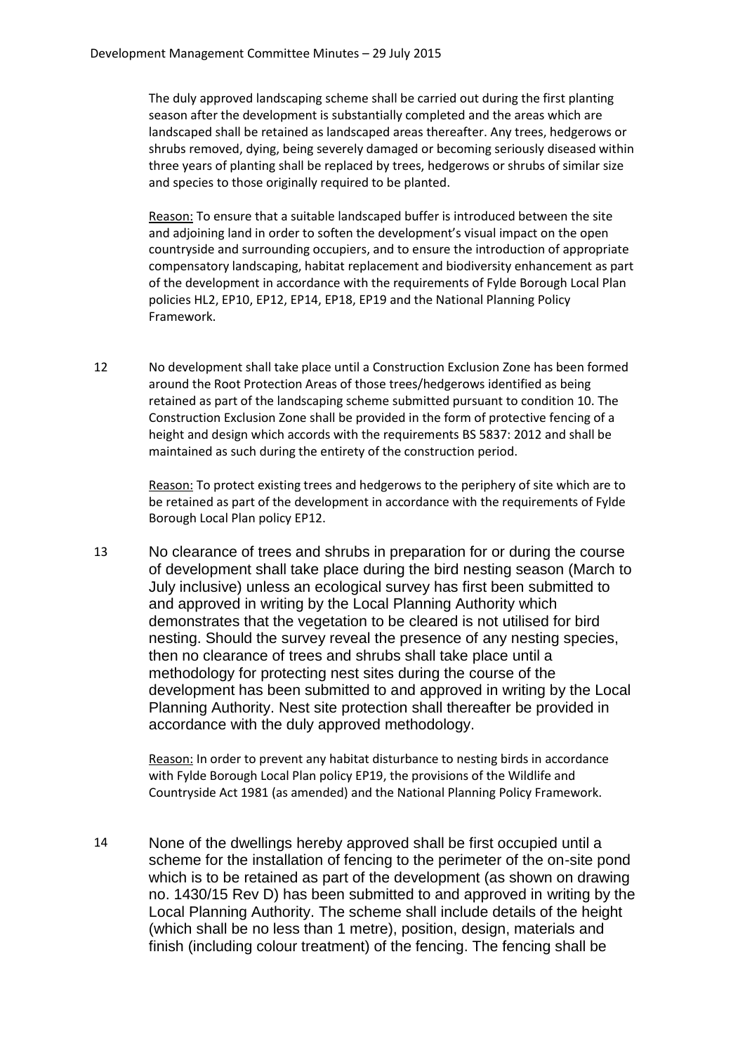The duly approved landscaping scheme shall be carried out during the first planting season after the development is substantially completed and the areas which are landscaped shall be retained as landscaped areas thereafter. Any trees, hedgerows or shrubs removed, dying, being severely damaged or becoming seriously diseased within three years of planting shall be replaced by trees, hedgerows or shrubs of similar size and species to those originally required to be planted.

Reason: To ensure that a suitable landscaped buffer is introduced between the site and adjoining land in order to soften the development's visual impact on the open countryside and surrounding occupiers, and to ensure the introduction of appropriate compensatory landscaping, habitat replacement and biodiversity enhancement as part of the development in accordance with the requirements of Fylde Borough Local Plan policies HL2, EP10, EP12, EP14, EP18, EP19 and the National Planning Policy Framework.

12 No development shall take place until a Construction Exclusion Zone has been formed around the Root Protection Areas of those trees/hedgerows identified as being retained as part of the landscaping scheme submitted pursuant to condition 10. The Construction Exclusion Zone shall be provided in the form of protective fencing of a height and design which accords with the requirements BS 5837: 2012 and shall be maintained as such during the entirety of the construction period.

Reason: To protect existing trees and hedgerows to the periphery of site which are to be retained as part of the development in accordance with the requirements of Fylde Borough Local Plan policy EP12.

13 No clearance of trees and shrubs in preparation for or during the course of development shall take place during the bird nesting season (March to July inclusive) unless an ecological survey has first been submitted to and approved in writing by the Local Planning Authority which demonstrates that the vegetation to be cleared is not utilised for bird nesting. Should the survey reveal the presence of any nesting species, then no clearance of trees and shrubs shall take place until a methodology for protecting nest sites during the course of the development has been submitted to and approved in writing by the Local Planning Authority. Nest site protection shall thereafter be provided in accordance with the duly approved methodology.

Reason: In order to prevent any habitat disturbance to nesting birds in accordance with Fylde Borough Local Plan policy EP19, the provisions of the Wildlife and Countryside Act 1981 (as amended) and the National Planning Policy Framework.

14 None of the dwellings hereby approved shall be first occupied until a scheme for the installation of fencing to the perimeter of the on-site pond which is to be retained as part of the development (as shown on drawing no. 1430/15 Rev D) has been submitted to and approved in writing by the Local Planning Authority. The scheme shall include details of the height (which shall be no less than 1 metre), position, design, materials and finish (including colour treatment) of the fencing. The fencing shall be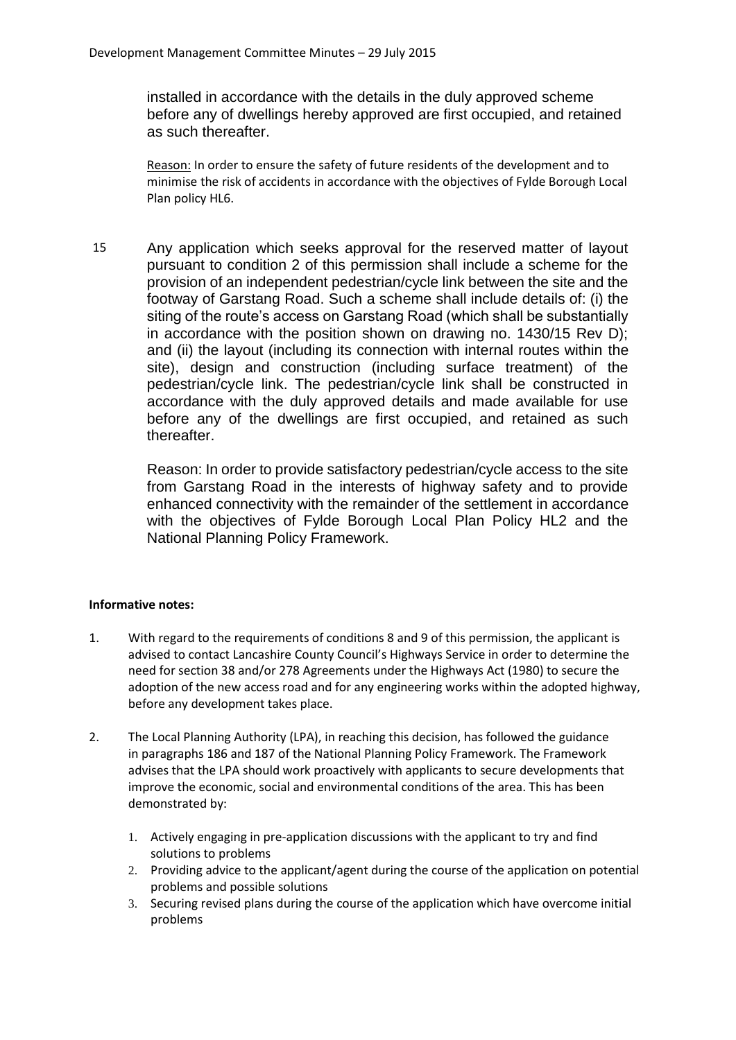installed in accordance with the details in the duly approved scheme before any of dwellings hereby approved are first occupied, and retained as such thereafter.

Reason: In order to ensure the safety of future residents of the development and to minimise the risk of accidents in accordance with the objectives of Fylde Borough Local Plan policy HL6.

15 Any application which seeks approval for the reserved matter of layout pursuant to condition 2 of this permission shall include a scheme for the provision of an independent pedestrian/cycle link between the site and the footway of Garstang Road. Such a scheme shall include details of: (i) the siting of the route's access on Garstang Road (which shall be substantially in accordance with the position shown on drawing no. 1430/15 Rev D); and (ii) the layout (including its connection with internal routes within the site), design and construction (including surface treatment) of the pedestrian/cycle link. The pedestrian/cycle link shall be constructed in accordance with the duly approved details and made available for use before any of the dwellings are first occupied, and retained as such thereafter.

Reason: In order to provide satisfactory pedestrian/cycle access to the site from Garstang Road in the interests of highway safety and to provide enhanced connectivity with the remainder of the settlement in accordance with the objectives of Fylde Borough Local Plan Policy HL2 and the National Planning Policy Framework.

**Informative notes:**

1. With regard to the requirements of conditions 8 and 9 of this permission, the applicant is advised to contact Lancashire County Council's Highways Service in order to determine the need for section 38 and/or 278 Agreements under the Highways Act (1980) to secure the adoption of the new access road and for any engineering works within the adopted highway, before any development takes place.

2. The Local Planning Authority (LPA), in reaching this decision, has followed the guidance in paragraphs 186 and 187 of the National Planning Policy Framework. The Framework advises that the LPA should work proactively with applicants to secure developments that improve the economic, social and environmental conditions of the area. This has been demonstrated by:

    1. Actively engaging in pre-application discussions with the applicant to try and find solutions to problems
    2. Providing advice to the applicant/agent during the course of the application on potential problems and possible solutions
    3. Securing revised plans during the course of the application which have overcome initial problems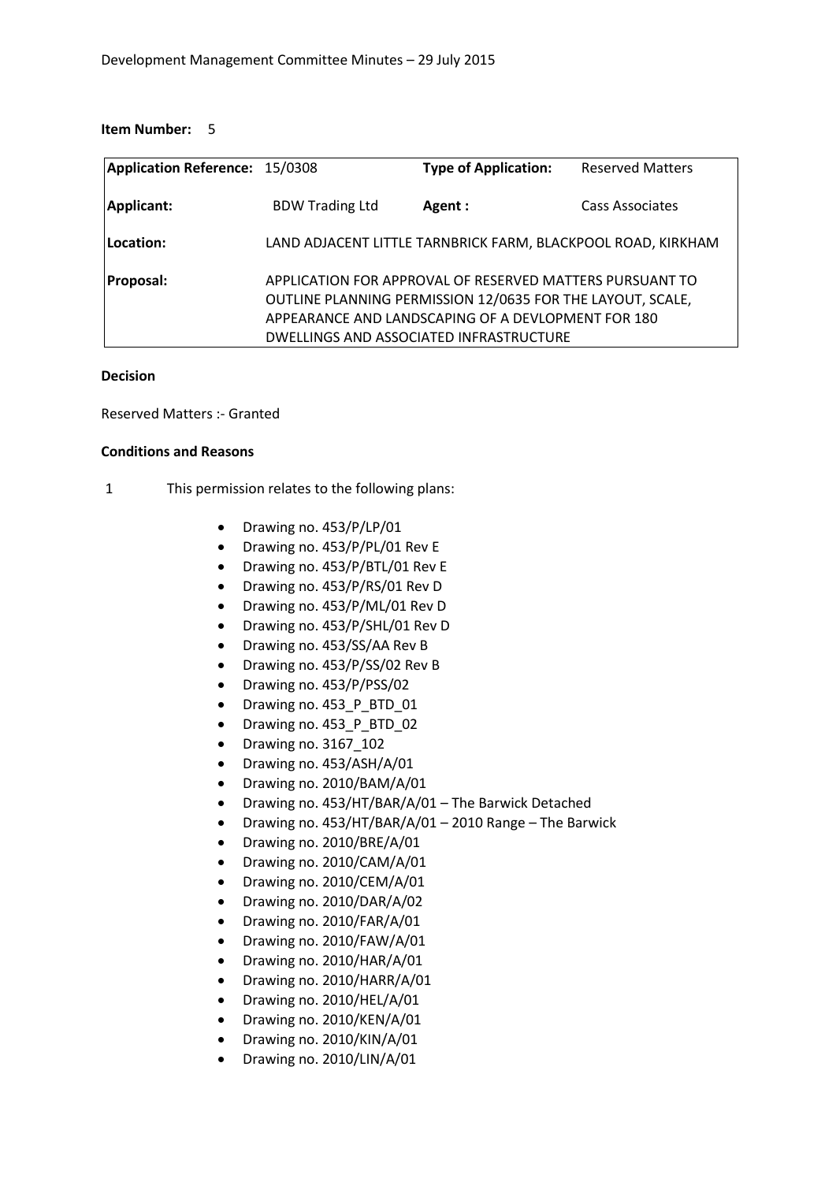**Item Number:** 5

| Application Reference: | 15/0308 | Type of Application: | Reserved Matters |
|---|---|---|---|
| **Applicant:** | BDW Trading Ltd | **Agent :** | Cass Associates |
| **Location:** | LAND ADJACENT LITTLE TARNBRICK FARM, BLACKPOOL ROAD, KIRKHAM | | |
| **Proposal:** | APPLICATION FOR APPROVAL OF RESERVED MATTERS PURSUANT TO OUTLINE PLANNING PERMISSION 12/0635 FOR THE LAYOUT, SCALE, APPEARANCE AND LANDSCAPING OF A DEVLOPMENT FOR 180 DWELLINGS AND ASSOCIATED INFRASTRUCTURE | | |

**Decision**

Reserved Matters :- Granted

**Conditions and Reasons**

1 This permission relates to the following plans:

- Drawing no. 453/P/LP/01
- Drawing no. 453/P/PL/01 Rev E
- Drawing no. 453/P/BTL/01 Rev E
- Drawing no. 453/P/RS/01 Rev D
- Drawing no. 453/P/ML/01 Rev D
- Drawing no. 453/P/SHL/01 Rev D
- Drawing no. 453/SS/AA Rev B
- Drawing no. 453/P/SS/02 Rev B
- Drawing no. 453/P/PSS/02
- Drawing no. 453_P_BTD_01
- Drawing no. 453_P_BTD_02
- Drawing no. 3167_102
- Drawing no. 453/ASH/A/01
- Drawing no. 2010/BAM/A/01
- Drawing no. 453/HT/BAR/A/01 – The Barwick Detached
- Drawing no. 453/HT/BAR/A/01 – 2010 Range – The Barwick
- Drawing no. 2010/BRE/A/01
- Drawing no. 2010/CAM/A/01
- Drawing no. 2010/CEM/A/01
- Drawing no. 2010/DAR/A/02
- Drawing no. 2010/FAR/A/01
- Drawing no. 2010/FAW/A/01
- Drawing no. 2010/HAR/A/01
- Drawing no. 2010/HARR/A/01
- Drawing no. 2010/HEL/A/01
- Drawing no. 2010/KEN/A/01
- Drawing no. 2010/KIN/A/01
- Drawing no. 2010/LIN/A/01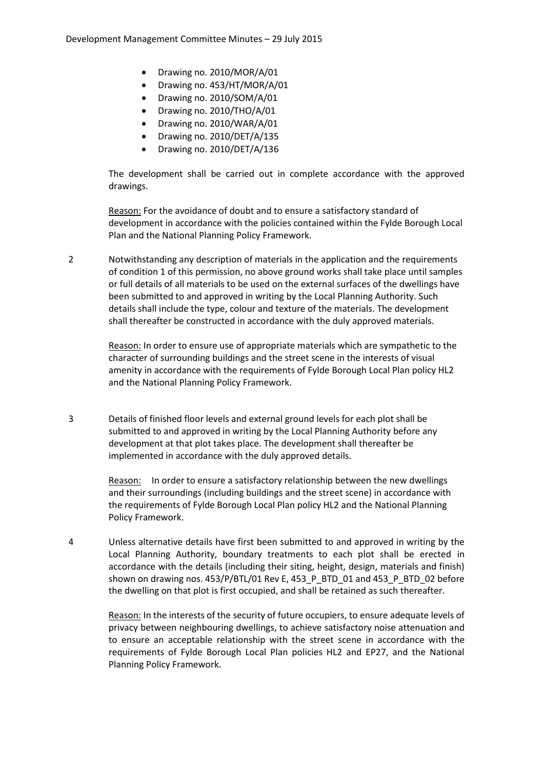- Drawing no. 2010/MOR/A/01
- Drawing no. 453/HT/MOR/A/01
- Drawing no. 2010/SOM/A/01
- Drawing no. 2010/THO/A/01
- Drawing no. 2010/WAR/A/01
- Drawing no. 2010/DET/A/135
- Drawing no. 2010/DET/A/136

The development shall be carried out in complete accordance with the approved drawings.

Reason: For the avoidance of doubt and to ensure a satisfactory standard of development in accordance with the policies contained within the Fylde Borough Local Plan and the National Planning Policy Framework.

2 Notwithstanding any description of materials in the application and the requirements of condition 1 of this permission, no above ground works shall take place until samples or full details of all materials to be used on the external surfaces of the dwellings have been submitted to and approved in writing by the Local Planning Authority. Such details shall include the type, colour and texture of the materials. The development shall thereafter be constructed in accordance with the duly approved materials.

Reason: In order to ensure use of appropriate materials which are sympathetic to the character of surrounding buildings and the street scene in the interests of visual amenity in accordance with the requirements of Fylde Borough Local Plan policy HL2 and the National Planning Policy Framework.

3 Details of finished floor levels and external ground levels for each plot shall be submitted to and approved in writing by the Local Planning Authority before any development at that plot takes place. The development shall thereafter be implemented in accordance with the duly approved details.

Reason: In order to ensure a satisfactory relationship between the new dwellings and their surroundings (including buildings and the street scene) in accordance with the requirements of Fylde Borough Local Plan policy HL2 and the National Planning Policy Framework.

4 Unless alternative details have first been submitted to and approved in writing by the Local Planning Authority, boundary treatments to each plot shall be erected in accordance with the details (including their siting, height, design, materials and finish) shown on drawing nos. 453/P/BTL/01 Rev E, 453_P_BTD_01 and 453_P_BTD_02 before the dwelling on that plot is first occupied, and shall be retained as such thereafter.

Reason: In the interests of the security of future occupiers, to ensure adequate levels of privacy between neighbouring dwellings, to achieve satisfactory noise attenuation and to ensure an acceptable relationship with the street scene in accordance with the requirements of Fylde Borough Local Plan policies HL2 and EP27, and the National Planning Policy Framework.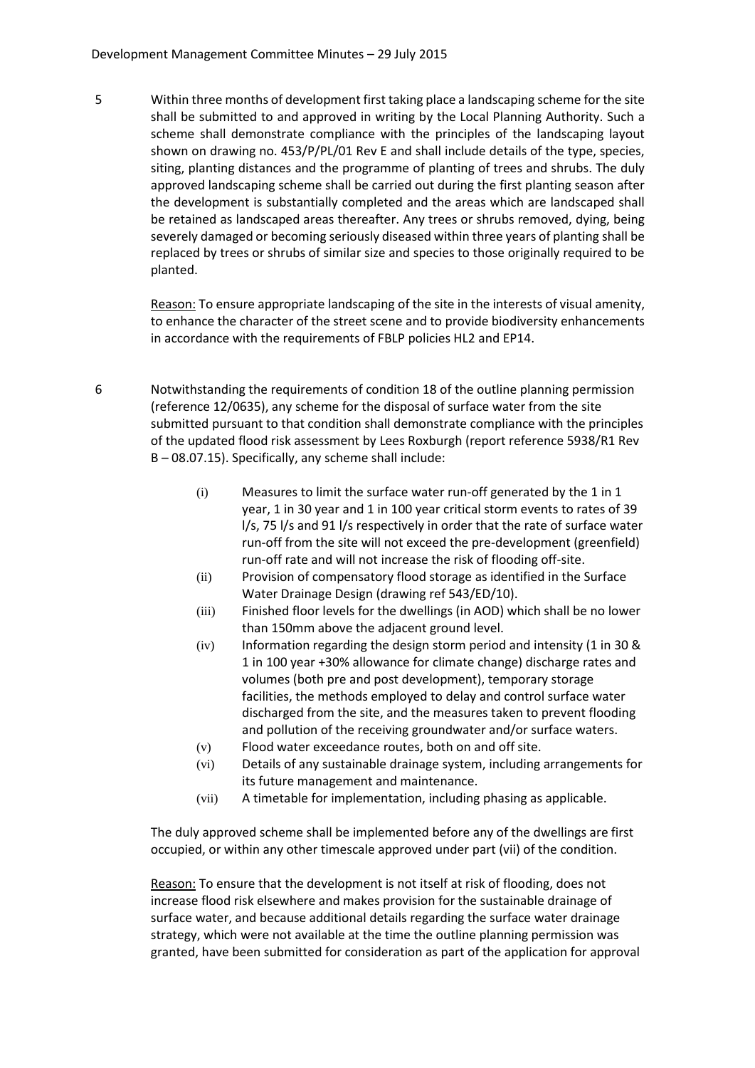5 Within three months of development first taking place a landscaping scheme for the site shall be submitted to and approved in writing by the Local Planning Authority. Such a scheme shall demonstrate compliance with the principles of the landscaping layout shown on drawing no. 453/P/PL/01 Rev E and shall include details of the type, species, siting, planting distances and the programme of planting of trees and shrubs. The duly approved landscaping scheme shall be carried out during the first planting season after the development is substantially completed and the areas which are landscaped shall be retained as landscaped areas thereafter. Any trees or shrubs removed, dying, being severely damaged or becoming seriously diseased within three years of planting shall be replaced by trees or shrubs of similar size and species to those originally required to be planted.

Reason: To ensure appropriate landscaping of the site in the interests of visual amenity, to enhance the character of the street scene and to provide biodiversity enhancements in accordance with the requirements of FBLP policies HL2 and EP14.

6 Notwithstanding the requirements of condition 18 of the outline planning permission (reference 12/0635), any scheme for the disposal of surface water from the site submitted pursuant to that condition shall demonstrate compliance with the principles of the updated flood risk assessment by Lees Roxburgh (report reference 5938/R1 Rev B – 08.07.15). Specifically, any scheme shall include:

(i) Measures to limit the surface water run-off generated by the 1 in 1 year, 1 in 30 year and 1 in 100 year critical storm events to rates of 39 l/s, 75 l/s and 91 l/s respectively in order that the rate of surface water run-off from the site will not exceed the pre-development (greenfield) run-off rate and will not increase the risk of flooding off-site.

(ii) Provision of compensatory flood storage as identified in the Surface Water Drainage Design (drawing ref 543/ED/10).

(iii) Finished floor levels for the dwellings (in AOD) which shall be no lower than 150mm above the adjacent ground level.

(iv) Information regarding the design storm period and intensity (1 in 30 & 1 in 100 year +30% allowance for climate change) discharge rates and volumes (both pre and post development), temporary storage facilities, the methods employed to delay and control surface water discharged from the site, and the measures taken to prevent flooding and pollution of the receiving groundwater and/or surface waters.

(v) Flood water exceedance routes, both on and off site.

(vi) Details of any sustainable drainage system, including arrangements for its future management and maintenance.

(vii) A timetable for implementation, including phasing as applicable.

The duly approved scheme shall be implemented before any of the dwellings are first occupied, or within any other timescale approved under part (vii) of the condition.

Reason: To ensure that the development is not itself at risk of flooding, does not increase flood risk elsewhere and makes provision for the sustainable drainage of surface water, and because additional details regarding the surface water drainage strategy, which were not available at the time the outline planning permission was granted, have been submitted for consideration as part of the application for approval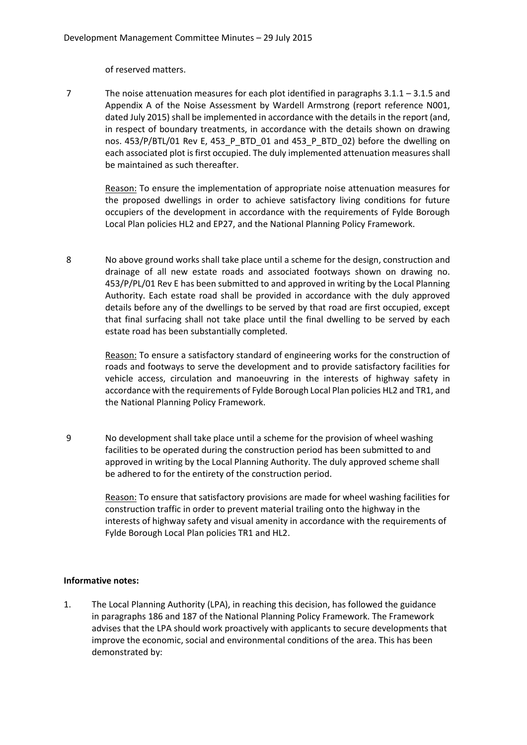of reserved matters.

7 The noise attenuation measures for each plot identified in paragraphs 3.1.1 – 3.1.5 and Appendix A of the Noise Assessment by Wardell Armstrong (report reference N001, dated July 2015) shall be implemented in accordance with the details in the report (and, in respect of boundary treatments, in accordance with the details shown on drawing nos. 453/P/BTL/01 Rev E, 453_P_BTD_01 and 453_P_BTD_02) before the dwelling on each associated plot is first occupied. The duly implemented attenuation measures shall be maintained as such thereafter.

Reason: To ensure the implementation of appropriate noise attenuation measures for the proposed dwellings in order to achieve satisfactory living conditions for future occupiers of the development in accordance with the requirements of Fylde Borough Local Plan policies HL2 and EP27, and the National Planning Policy Framework.

8 No above ground works shall take place until a scheme for the design, construction and drainage of all new estate roads and associated footways shown on drawing no. 453/P/PL/01 Rev E has been submitted to and approved in writing by the Local Planning Authority. Each estate road shall be provided in accordance with the duly approved details before any of the dwellings to be served by that road are first occupied, except that final surfacing shall not take place until the final dwelling to be served by each estate road has been substantially completed.

Reason: To ensure a satisfactory standard of engineering works for the construction of roads and footways to serve the development and to provide satisfactory facilities for vehicle access, circulation and manoeuvring in the interests of highway safety in accordance with the requirements of Fylde Borough Local Plan policies HL2 and TR1, and the National Planning Policy Framework.

9 No development shall take place until a scheme for the provision of wheel washing facilities to be operated during the construction period has been submitted to and approved in writing by the Local Planning Authority. The duly approved scheme shall be adhered to for the entirety of the construction period.

Reason: To ensure that satisfactory provisions are made for wheel washing facilities for construction traffic in order to prevent material trailing onto the highway in the interests of highway safety and visual amenity in accordance with the requirements of Fylde Borough Local Plan policies TR1 and HL2.

**Informative notes:**

1. The Local Planning Authority (LPA), in reaching this decision, has followed the guidance in paragraphs 186 and 187 of the National Planning Policy Framework. The Framework advises that the LPA should work proactively with applicants to secure developments that improve the economic, social and environmental conditions of the area. This has been demonstrated by: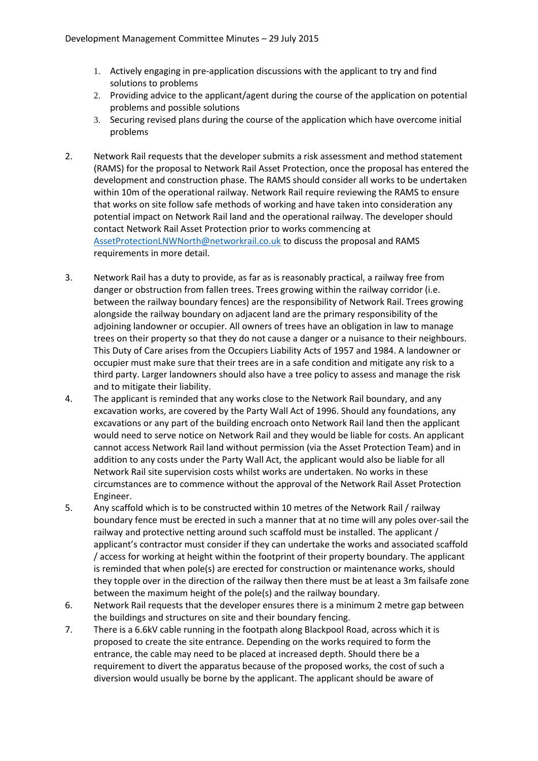1. Actively engaging in pre-application discussions with the applicant to try and find solutions to problems
2. Providing advice to the applicant/agent during the course of the application on potential problems and possible solutions
3. Securing revised plans during the course of the application which have overcome initial problems

2. Network Rail requests that the developer submits a risk assessment and method statement (RAMS) for the proposal to Network Rail Asset Protection, once the proposal has entered the development and construction phase. The RAMS should consider all works to be undertaken within 10m of the operational railway. Network Rail require reviewing the RAMS to ensure that works on site follow safe methods of working and have taken into consideration any potential impact on Network Rail land and the operational railway. The developer should contact Network Rail Asset Protection prior to works commencing at AssetProtectionLNWNorth@networkrail.co.uk to discuss the proposal and RAMS requirements in more detail.

3. Network Rail has a duty to provide, as far as is reasonably practical, a railway free from danger or obstruction from fallen trees. Trees growing within the railway corridor (i.e. between the railway boundary fences) are the responsibility of Network Rail. Trees growing alongside the railway boundary on adjacent land are the primary responsibility of the adjoining landowner or occupier. All owners of trees have an obligation in law to manage trees on their property so that they do not cause a danger or a nuisance to their neighbours. This Duty of Care arises from the Occupiers Liability Acts of 1957 and 1984. A landowner or occupier must make sure that their trees are in a safe condition and mitigate any risk to a third party. Larger landowners should also have a tree policy to assess and manage the risk and to mitigate their liability.

4. The applicant is reminded that any works close to the Network Rail boundary, and any excavation works, are covered by the Party Wall Act of 1996. Should any foundations, any excavations or any part of the building encroach onto Network Rail land then the applicant would need to serve notice on Network Rail and they would be liable for costs. An applicant cannot access Network Rail land without permission (via the Asset Protection Team) and in addition to any costs under the Party Wall Act, the applicant would also be liable for all Network Rail site supervision costs whilst works are undertaken. No works in these circumstances are to commence without the approval of the Network Rail Asset Protection Engineer.

5. Any scaffold which is to be constructed within 10 metres of the Network Rail / railway boundary fence must be erected in such a manner that at no time will any poles over-sail the railway and protective netting around such scaffold must be installed. The applicant / applicant's contractor must consider if they can undertake the works and associated scaffold / access for working at height within the footprint of their property boundary. The applicant is reminded that when pole(s) are erected for construction or maintenance works, should they topple over in the direction of the railway then there must be at least a 3m failsafe zone between the maximum height of the pole(s) and the railway boundary.

6. Network Rail requests that the developer ensures there is a minimum 2 metre gap between the buildings and structures on site and their boundary fencing.

7. There is a 6.6kV cable running in the footpath along Blackpool Road, across which it is proposed to create the site entrance. Depending on the works required to form the entrance, the cable may need to be placed at increased depth. Should there be a requirement to divert the apparatus because of the proposed works, the cost of such a diversion would usually be borne by the applicant. The applicant should be aware of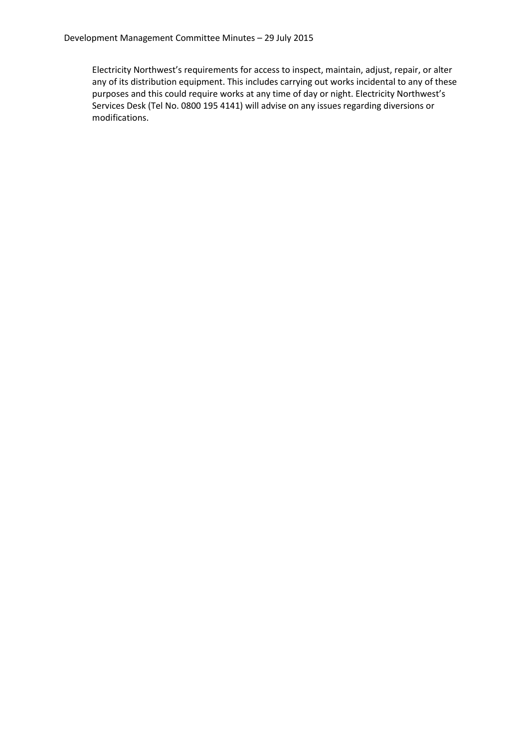Electricity Northwest's requirements for access to inspect, maintain, adjust, repair, or alter any of its distribution equipment. This includes carrying out works incidental to any of these purposes and this could require works at any time of day or night. Electricity Northwest's Services Desk (Tel No. 0800 195 4141) will advise on any issues regarding diversions or modifications.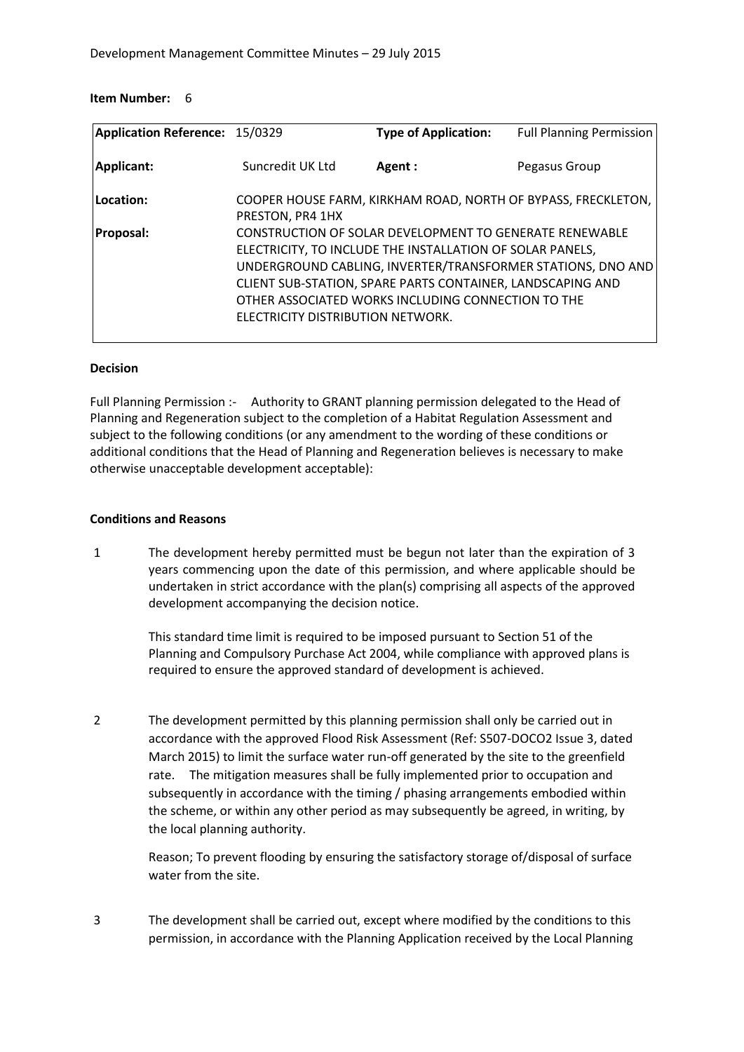**Item Number:** 6

| Application Reference: | 15/0329 | Type of Application: | Full Planning Permission |
|---|---|---|---|
| Applicant: | Suncredit UK Ltd | Agent : | Pegasus Group |
| Location: | COOPER HOUSE FARM, KIRKHAM ROAD, NORTH OF BYPASS, FRECKLETON, PRESTON, PR4 1HX | | |
| Proposal: | CONSTRUCTION OF SOLAR DEVELOPMENT TO GENERATE RENEWABLE ELECTRICITY, TO INCLUDE THE INSTALLATION OF SOLAR PANELS, UNDERGROUND CABLING, INVERTER/TRANSFORMER STATIONS, DNO AND CLIENT SUB-STATION, SPARE PARTS CONTAINER, LANDSCAPING AND OTHER ASSOCIATED WORKS INCLUDING CONNECTION TO THE ELECTRICITY DISTRIBUTION NETWORK. | | |

**Decision**

Full Planning Permission :- Authority to GRANT planning permission delegated to the Head of Planning and Regeneration subject to the completion of a Habitat Regulation Assessment and subject to the following conditions (or any amendment to the wording of these conditions or additional conditions that the Head of Planning and Regeneration believes is necessary to make otherwise unacceptable development acceptable):

**Conditions and Reasons**

1. The development hereby permitted must be begun not later than the expiration of 3 years commencing upon the date of this permission, and where applicable should be undertaken in strict accordance with the plan(s) comprising all aspects of the approved development accompanying the decision notice.

   This standard time limit is required to be imposed pursuant to Section 51 of the Planning and Compulsory Purchase Act 2004, while compliance with approved plans is required to ensure the approved standard of development is achieved.

2. The development permitted by this planning permission shall only be carried out in accordance with the approved Flood Risk Assessment (Ref: S507-DOCO2 Issue 3, dated March 2015) to limit the surface water run-off generated by the site to the greenfield rate. The mitigation measures shall be fully implemented prior to occupation and subsequently in accordance with the timing / phasing arrangements embodied within the scheme, or within any other period as may subsequently be agreed, in writing, by the local planning authority.

   Reason; To prevent flooding by ensuring the satisfactory storage of/disposal of surface water from the site.

3. The development shall be carried out, except where modified by the conditions to this permission, in accordance with the Planning Application received by the Local Planning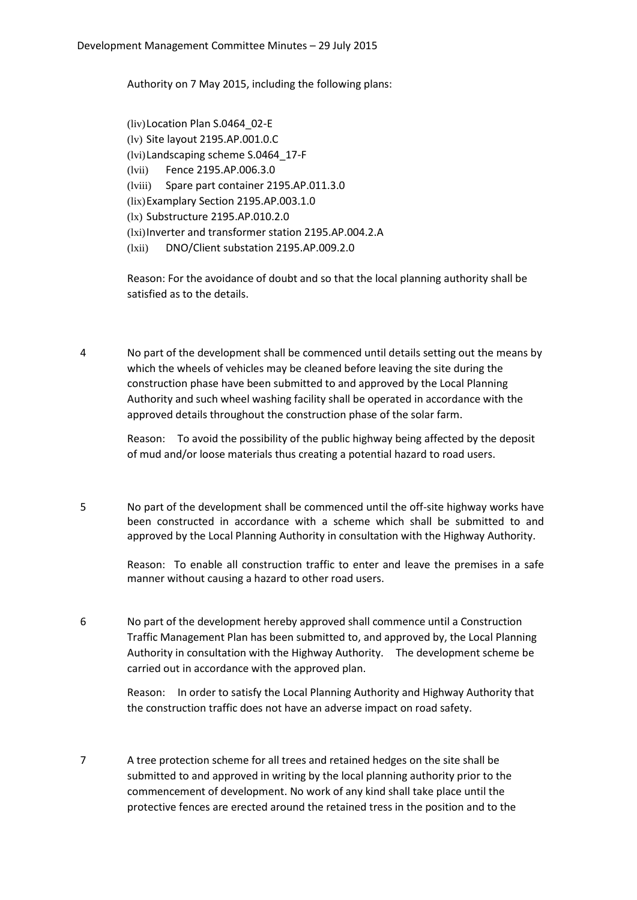Authority on 7 May 2015, including the following plans:

(liv) Location Plan S.0464_02-E
(lv) Site layout 2195.AP.001.0.C
(lvi) Landscaping scheme S.0464_17-F
(lvii) Fence 2195.AP.006.3.0
(lviii) Spare part container 2195.AP.011.3.0
(lix) Examplary Section 2195.AP.003.1.0
(lx) Substructure 2195.AP.010.2.0
(lxi) Inverter and transformer station 2195.AP.004.2.A
(lxii) DNO/Client substation 2195.AP.009.2.0

Reason: For the avoidance of doubt and so that the local planning authority shall be satisfied as to the details.

4 No part of the development shall be commenced until details setting out the means by which the wheels of vehicles may be cleaned before leaving the site during the construction phase have been submitted to and approved by the Local Planning Authority and such wheel washing facility shall be operated in accordance with the approved details throughout the construction phase of the solar farm.

Reason: To avoid the possibility of the public highway being affected by the deposit of mud and/or loose materials thus creating a potential hazard to road users.

5 No part of the development shall be commenced until the off-site highway works have been constructed in accordance with a scheme which shall be submitted to and approved by the Local Planning Authority in consultation with the Highway Authority.

Reason: To enable all construction traffic to enter and leave the premises in a safe manner without causing a hazard to other road users.

6 No part of the development hereby approved shall commence until a Construction Traffic Management Plan has been submitted to, and approved by, the Local Planning Authority in consultation with the Highway Authority. The development scheme be carried out in accordance with the approved plan.

Reason: In order to satisfy the Local Planning Authority and Highway Authority that the construction traffic does not have an adverse impact on road safety.

7 A tree protection scheme for all trees and retained hedges on the site shall be submitted to and approved in writing by the local planning authority prior to the commencement of development. No work of any kind shall take place until the protective fences are erected around the retained tress in the position and to the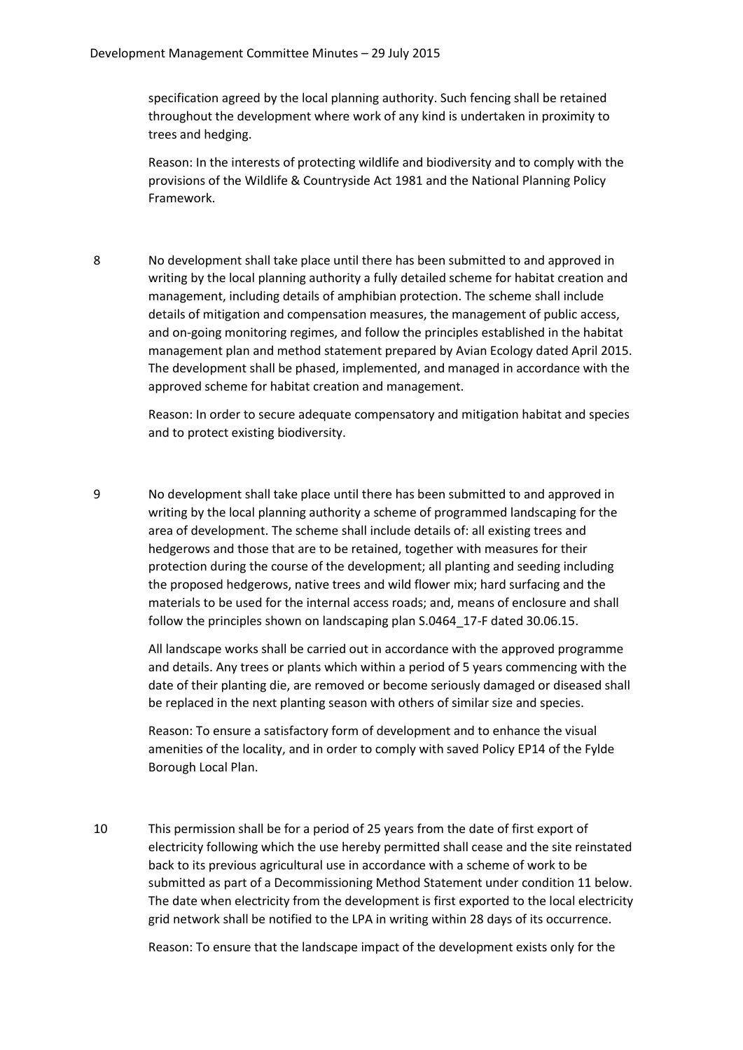specification agreed by the local planning authority. Such fencing shall be retained throughout the development where work of any kind is undertaken in proximity to trees and hedging.

Reason: In the interests of protecting wildlife and biodiversity and to comply with the provisions of the Wildlife & Countryside Act 1981 and the National Planning Policy Framework.

8 No development shall take place until there has been submitted to and approved in writing by the local planning authority a fully detailed scheme for habitat creation and management, including details of amphibian protection. The scheme shall include details of mitigation and compensation measures, the management of public access, and on-going monitoring regimes, and follow the principles established in the habitat management plan and method statement prepared by Avian Ecology dated April 2015. The development shall be phased, implemented, and managed in accordance with the approved scheme for habitat creation and management.

Reason: In order to secure adequate compensatory and mitigation habitat and species and to protect existing biodiversity.

9 No development shall take place until there has been submitted to and approved in writing by the local planning authority a scheme of programmed landscaping for the area of development. The scheme shall include details of: all existing trees and hedgerows and those that are to be retained, together with measures for their protection during the course of the development; all planting and seeding including the proposed hedgerows, native trees and wild flower mix; hard surfacing and the materials to be used for the internal access roads; and, means of enclosure and shall follow the principles shown on landscaping plan S.0464_17-F dated 30.06.15.

All landscape works shall be carried out in accordance with the approved programme and details. Any trees or plants which within a period of 5 years commencing with the date of their planting die, are removed or become seriously damaged or diseased shall be replaced in the next planting season with others of similar size and species.

Reason: To ensure a satisfactory form of development and to enhance the visual amenities of the locality, and in order to comply with saved Policy EP14 of the Fylde Borough Local Plan.

10 This permission shall be for a period of 25 years from the date of first export of electricity following which the use hereby permitted shall cease and the site reinstated back to its previous agricultural use in accordance with a scheme of work to be submitted as part of a Decommissioning Method Statement under condition 11 below. The date when electricity from the development is first exported to the local electricity grid network shall be notified to the LPA in writing within 28 days of its occurrence.

Reason: To ensure that the landscape impact of the development exists only for the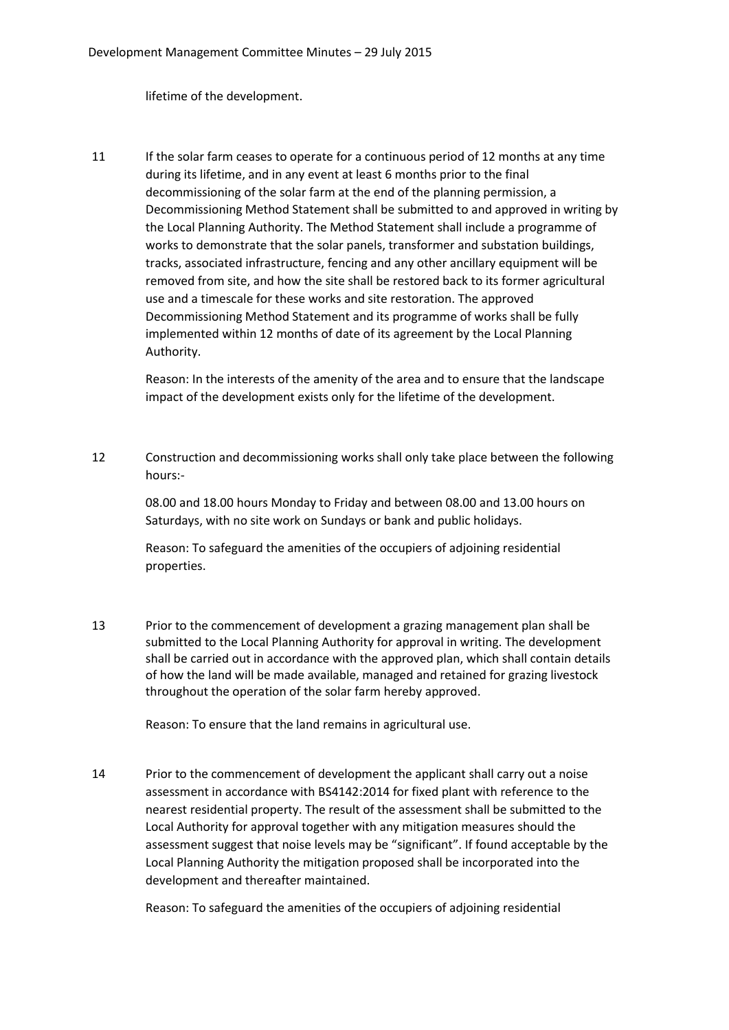lifetime of the development.

11 If the solar farm ceases to operate for a continuous period of 12 months at any time during its lifetime, and in any event at least 6 months prior to the final decommissioning of the solar farm at the end of the planning permission, a Decommissioning Method Statement shall be submitted to and approved in writing by the Local Planning Authority. The Method Statement shall include a programme of works to demonstrate that the solar panels, transformer and substation buildings, tracks, associated infrastructure, fencing and any other ancillary equipment will be removed from site, and how the site shall be restored back to its former agricultural use and a timescale for these works and site restoration. The approved Decommissioning Method Statement and its programme of works shall be fully implemented within 12 months of date of its agreement by the Local Planning Authority.

Reason: In the interests of the amenity of the area and to ensure that the landscape impact of the development exists only for the lifetime of the development.

12 Construction and decommissioning works shall only take place between the following hours:-

08.00 and 18.00 hours Monday to Friday and between 08.00 and 13.00 hours on Saturdays, with no site work on Sundays or bank and public holidays.

Reason: To safeguard the amenities of the occupiers of adjoining residential properties.

13 Prior to the commencement of development a grazing management plan shall be submitted to the Local Planning Authority for approval in writing. The development shall be carried out in accordance with the approved plan, which shall contain details of how the land will be made available, managed and retained for grazing livestock throughout the operation of the solar farm hereby approved.

Reason: To ensure that the land remains in agricultural use.

14 Prior to the commencement of development the applicant shall carry out a noise assessment in accordance with BS4142:2014 for fixed plant with reference to the nearest residential property. The result of the assessment shall be submitted to the Local Authority for approval together with any mitigation measures should the assessment suggest that noise levels may be "significant". If found acceptable by the Local Planning Authority the mitigation proposed shall be incorporated into the development and thereafter maintained.

Reason: To safeguard the amenities of the occupiers of adjoining residential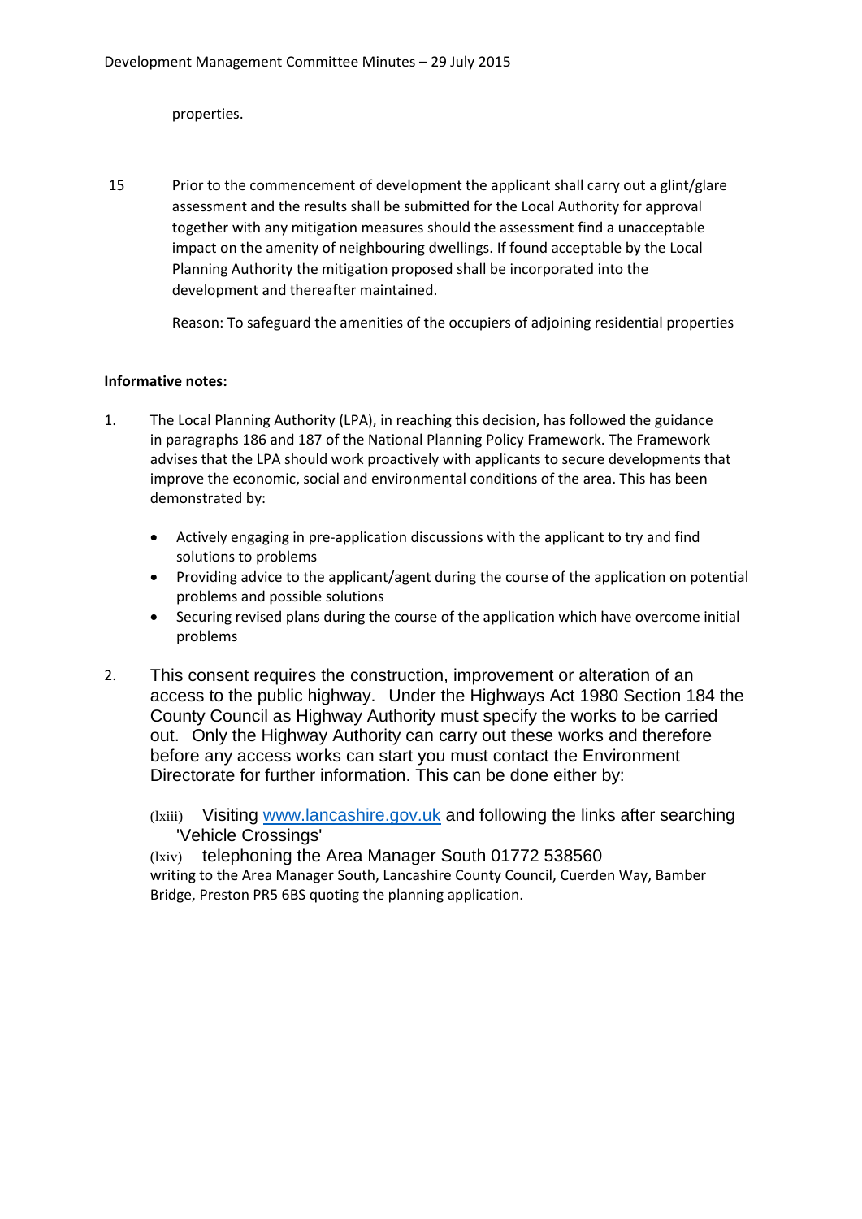properties.

15 Prior to the commencement of development the applicant shall carry out a glint/glare assessment and the results shall be submitted for the Local Authority for approval together with any mitigation measures should the assessment find a unacceptable impact on the amenity of neighbouring dwellings. If found acceptable by the Local Planning Authority the mitigation proposed shall be incorporated into the development and thereafter maintained.

Reason: To safeguard the amenities of the occupiers of adjoining residential properties

**Informative notes:**

1. The Local Planning Authority (LPA), in reaching this decision, has followed the guidance in paragraphs 186 and 187 of the National Planning Policy Framework. The Framework advises that the LPA should work proactively with applicants to secure developments that improve the economic, social and environmental conditions of the area. This has been demonstrated by:

   - Actively engaging in pre-application discussions with the applicant to try and find solutions to problems
   - Providing advice to the applicant/agent during the course of the application on potential problems and possible solutions
   - Securing revised plans during the course of the application which have overcome initial problems

2. This consent requires the construction, improvement or alteration of an access to the public highway. Under the Highways Act 1980 Section 184 the County Council as Highway Authority must specify the works to be carried out. Only the Highway Authority can carry out these works and therefore before any access works can start you must contact the Environment Directorate for further information. This can be done either by:

   (lxiii) Visiting www.lancashire.gov.uk and following the links after searching 'Vehicle Crossings'

   (lxiv) telephoning the Area Manager South 01772 538560

   writing to the Area Manager South, Lancashire County Council, Cuerden Way, Bamber Bridge, Preston PR5 6BS quoting the planning application.